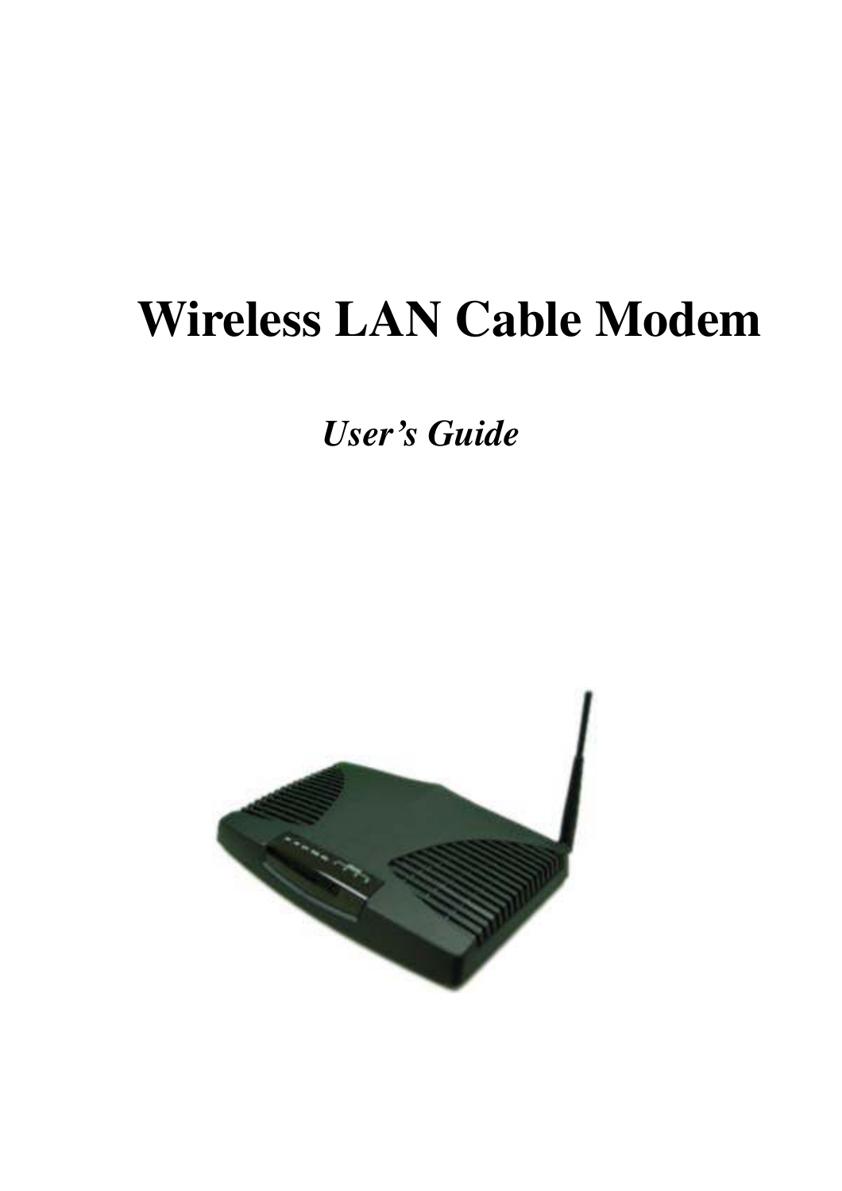# Wireless LAN Cable Modem

*User's Guide*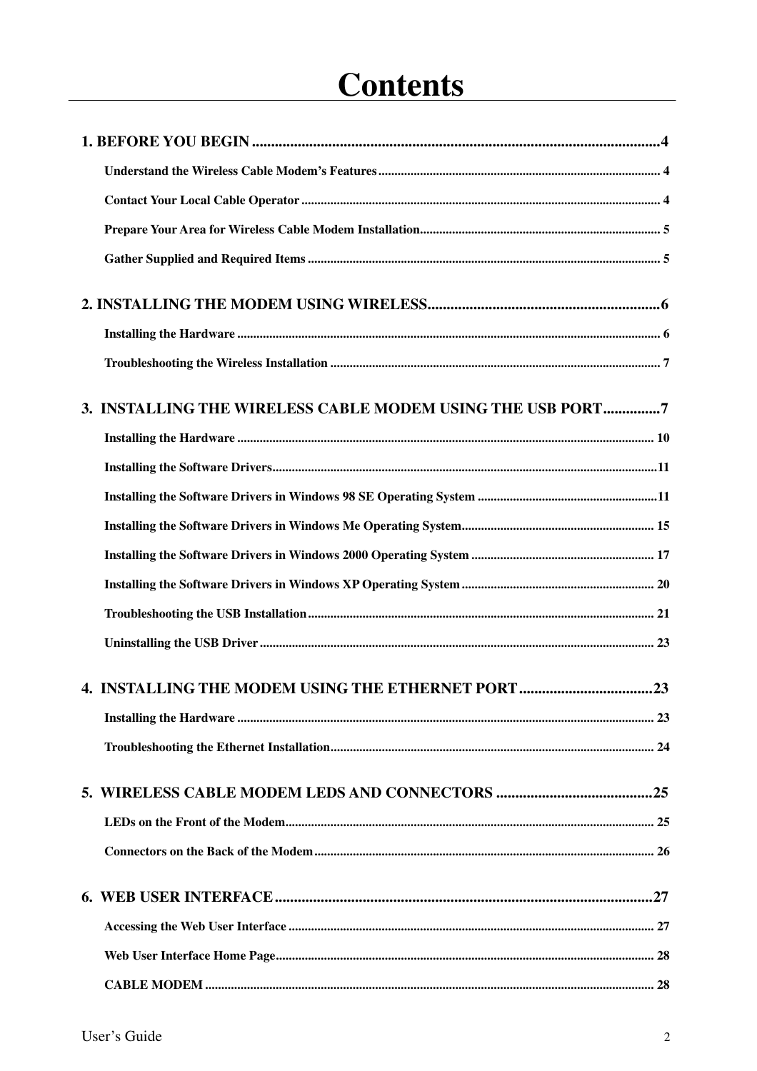# Contents

**1. BEFORE YOU BEGIN .......................................................................................................4**

- Understand the Wireless Cable Modem's Features ........................................................................................ 4
- Contact Your Local Cable Operator ............................................................................................................... 4
- Prepare Your Area for Wireless Cable Modem Installation............................................................................ 5
- Gather Supplied and Required Items ............................................................................................................. 5

**2. INSTALLING THE MODEM USING WIRELESS.............................................................6**

- Installing the Hardware .................................................................................................................................. 6
- Troubleshooting the Wireless Installation ...................................................................................................... 7

**3. INSTALLING THE WIRELESS CABLE MODEM USING THE USB PORT...............7**

- Installing the Hardware ................................................................................................................................. 10
- Installing the Software Drivers.......................................................................................................................11
- Installing the Software Drivers in Windows 98 SE Operating System ........................................................11
- Installing the Software Drivers in Windows Me Operating System............................................................ 15
- Installing the Software Drivers in Windows 2000 Operating System ......................................................... 17
- Installing the Software Drivers in Windows XP Operating System ............................................................ 20
- Troubleshooting the USB Installation........................................................................................................... 21
- Uninstalling the USB Driver .......................................................................................................................... 23

**4. INSTALLING THE MODEM USING THE ETHERNET PORT...................................23**

- Installing the Hardware ................................................................................................................................. 23
- Troubleshooting the Ethernet Installation..................................................................................................... 24

**5. WIRELESS CABLE MODEM LEDS AND CONNECTORS .........................................25**

- LEDs on the Front of the Modem.................................................................................................................. 25
- Connectors on the Back of the Modem......................................................................................................... 26

**6. WEB USER INTERFACE...................................................................................................27**

- Accessing the Web User Interface ................................................................................................................. 27
- Web User Interface Home Page..................................................................................................................... 28
- CABLE MODEM ........................................................................................................................................... 28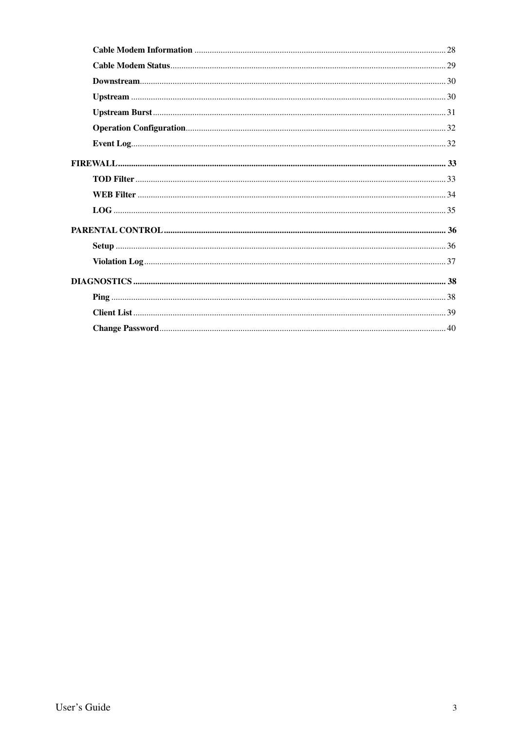**Cable Modem Information** .......... 28

**Cable Modem Status** .......... 29

**Downstream** .......... 30

**Upstream** .......... 30

**Upstream Burst** .......... 31

**Operation Configuration** .......... 32

**Event Log** .......... 32

**FIREWALL** .......... **33**

**TOD Filter** .......... 33

**WEB Filter** .......... 34

**LOG** .......... 35

**PARENTAL CONTROL** .......... **36**

**Setup** .......... 36

**Violation Log** .......... 37

**DIAGNOSTICS** .......... **38**

**Ping** .......... 38

**Client List** .......... 39

**Change Password** .......... 40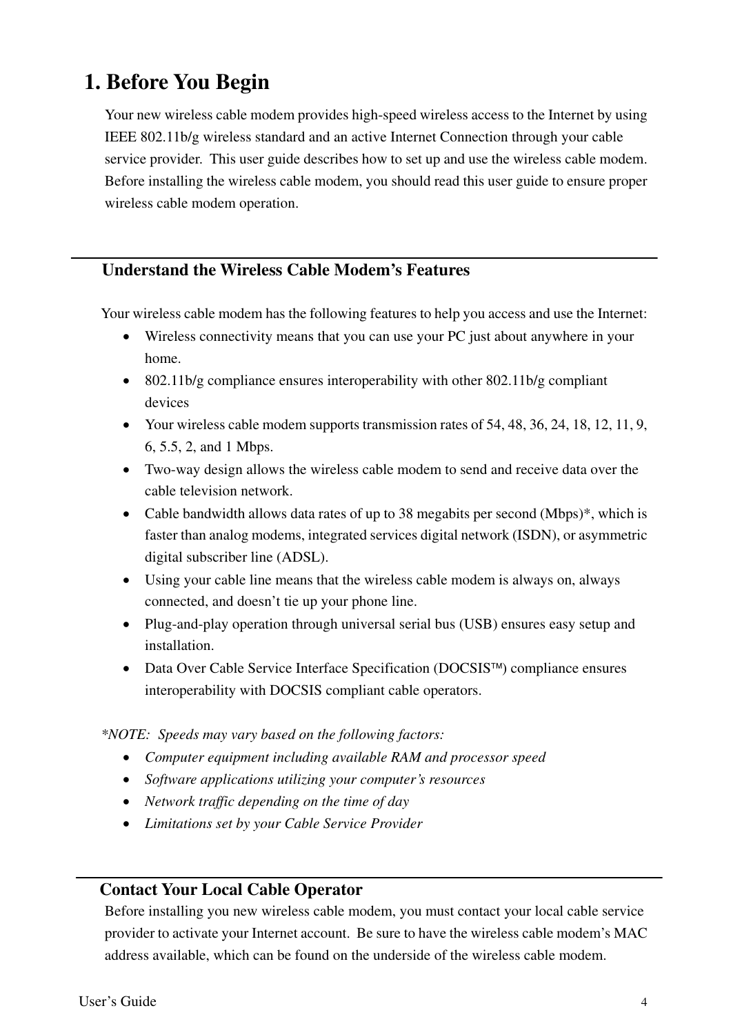# 1. Before You Begin

Your new wireless cable modem provides high-speed wireless access to the Internet by using IEEE 802.11b/g wireless standard and an active Internet Connection through your cable service provider. This user guide describes how to set up and use the wireless cable modem. Before installing the wireless cable modem, you should read this user guide to ensure proper wireless cable modem operation.

## Understand the Wireless Cable Modem's Features

Your wireless cable modem has the following features to help you access and use the Internet:

- Wireless connectivity means that you can use your PC just about anywhere in your home.
- 802.11b/g compliance ensures interoperability with other 802.11b/g compliant devices
- Your wireless cable modem supports transmission rates of 54, 48, 36, 24, 18, 12, 11, 9, 6, 5.5, 2, and 1 Mbps.
- Two-way design allows the wireless cable modem to send and receive data over the cable television network.
- Cable bandwidth allows data rates of up to 38 megabits per second (Mbps)*, which is faster than analog modems, integrated services digital network (ISDN), or asymmetric digital subscriber line (ADSL).
- Using your cable line means that the wireless cable modem is always on, always connected, and doesn't tie up your phone line.
- Plug-and-play operation through universal serial bus (USB) ensures easy setup and installation.
- Data Over Cable Service Interface Specification (DOCSIS™) compliance ensures interoperability with DOCSIS compliant cable operators.

**NOTE:** *Speeds may vary based on the following factors:*

- *Computer equipment including available RAM and processor speed*
- *Software applications utilizing your computer's resources*
- *Network traffic depending on the time of day*
- *Limitations set by your Cable Service Provider*

## Contact Your Local Cable Operator

Before installing you new wireless cable modem, you must contact your local cable service provider to activate your Internet account. Be sure to have the wireless cable modem's MAC address available, which can be found on the underside of the wireless cable modem.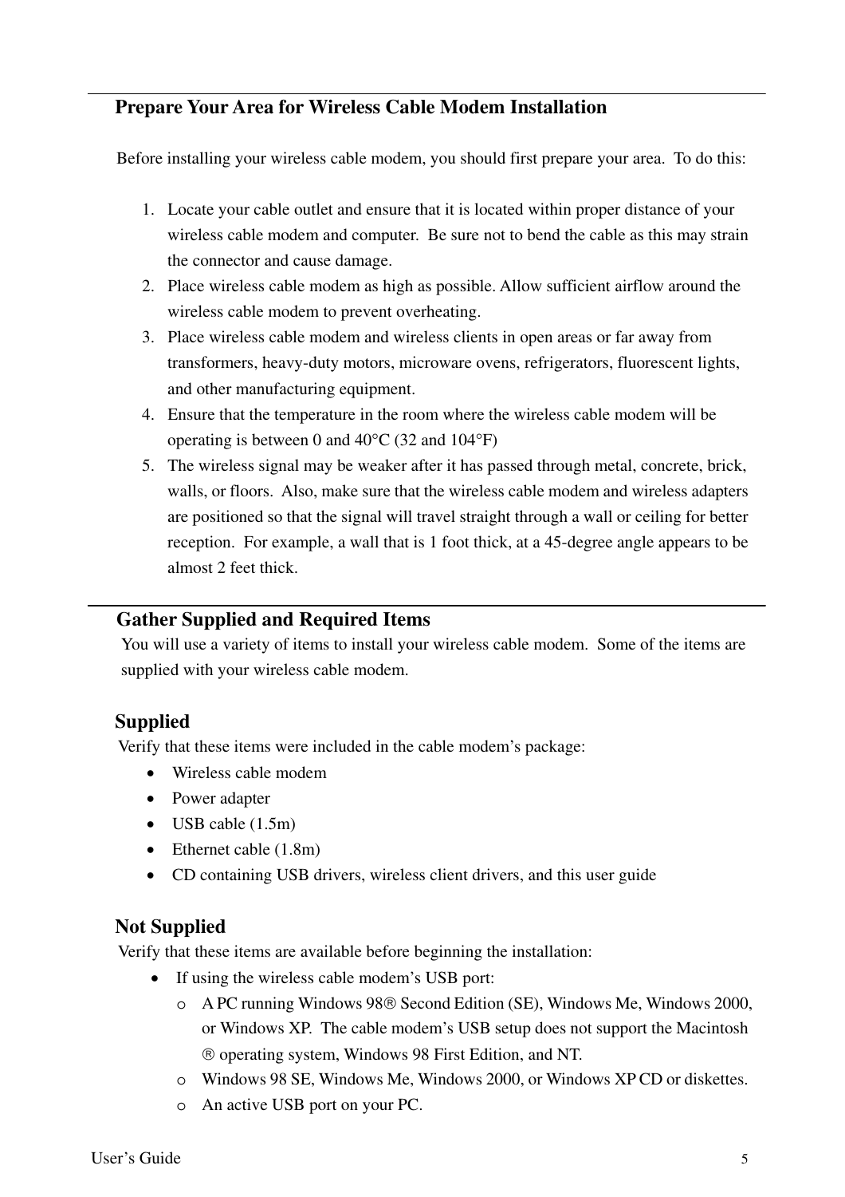## Prepare Your Area for Wireless Cable Modem Installation

Before installing your wireless cable modem, you should first prepare your area. To do this:

1. Locate your cable outlet and ensure that it is located within proper distance of your wireless cable modem and computer. Be sure not to bend the cable as this may strain the connector and cause damage.
2. Place wireless cable modem as high as possible. Allow sufficient airflow around the wireless cable modem to prevent overheating.
3. Place wireless cable modem and wireless clients in open areas or far away from transformers, heavy-duty motors, microware ovens, refrigerators, fluorescent lights, and other manufacturing equipment.
4. Ensure that the temperature in the room where the wireless cable modem will be operating is between 0 and 40°C (32 and 104°F)
5. The wireless signal may be weaker after it has passed through metal, concrete, brick, walls, or floors. Also, make sure that the wireless cable modem and wireless adapters are positioned so that the signal will travel straight through a wall or ceiling for better reception. For example, a wall that is 1 foot thick, at a 45-degree angle appears to be almost 2 feet thick.

## Gather Supplied and Required Items

You will use a variety of items to install your wireless cable modem. Some of the items are supplied with your wireless cable modem.

### Supplied

Verify that these items were included in the cable modem's package:

- Wireless cable modem
- Power adapter
- USB cable (1.5m)
- Ethernet cable (1.8m)
- CD containing USB drivers, wireless client drivers, and this user guide

### Not Supplied

Verify that these items are available before beginning the installation:

- If using the wireless cable modem's USB port:
  - A PC running Windows 98® Second Edition (SE), Windows Me, Windows 2000, or Windows XP. The cable modem's USB setup does not support the Macintosh ® operating system, Windows 98 First Edition, and NT.
  - Windows 98 SE, Windows Me, Windows 2000, or Windows XP CD or diskettes.
  - An active USB port on your PC.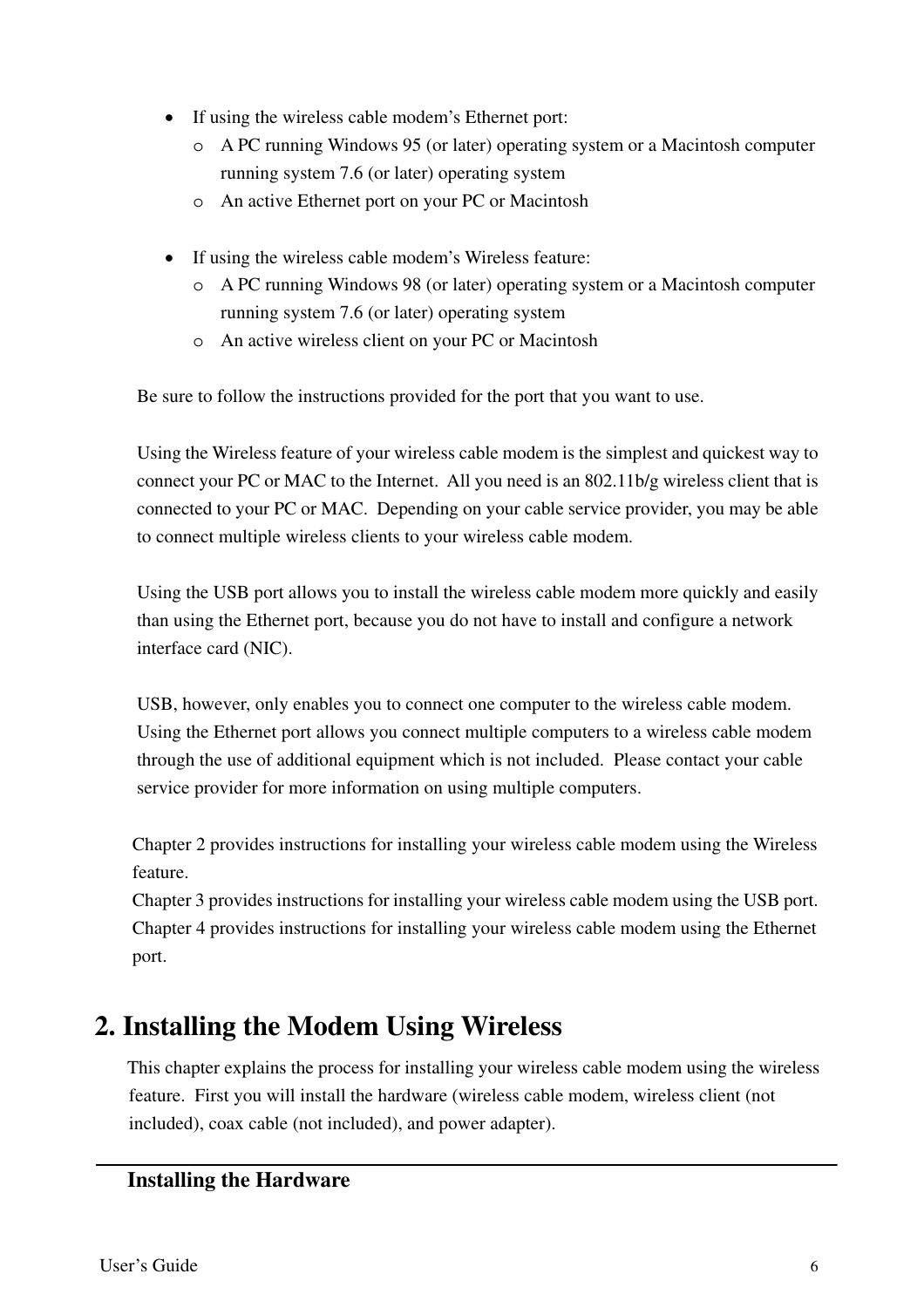- If using the wireless cable modem's Ethernet port:
  - A PC running Windows 95 (or later) operating system or a Macintosh computer running system 7.6 (or later) operating system
  - An active Ethernet port on your PC or Macintosh

- If using the wireless cable modem's Wireless feature:
  - A PC running Windows 98 (or later) operating system or a Macintosh computer running system 7.6 (or later) operating system
  - An active wireless client on your PC or Macintosh

Be sure to follow the instructions provided for the port that you want to use.

Using the Wireless feature of your wireless cable modem is the simplest and quickest way to connect your PC or MAC to the Internet. All you need is an 802.11b/g wireless client that is connected to your PC or MAC. Depending on your cable service provider, you may be able to connect multiple wireless clients to your wireless cable modem.

Using the USB port allows you to install the wireless cable modem more quickly and easily than using the Ethernet port, because you do not have to install and configure a network interface card (NIC).

USB, however, only enables you to connect one computer to the wireless cable modem. Using the Ethernet port allows you connect multiple computers to a wireless cable modem through the use of additional equipment which is not included. Please contact your cable service provider for more information on using multiple computers.

Chapter 2 provides instructions for installing your wireless cable modem using the Wireless feature.
Chapter 3 provides instructions for installing your wireless cable modem using the USB port.
Chapter 4 provides instructions for installing your wireless cable modem using the Ethernet port.

# 2. Installing the Modem Using Wireless

This chapter explains the process for installing your wireless cable modem using the wireless feature. First you will install the hardware (wireless cable modem, wireless client (not included), coax cable (not included), and power adapter).

## Installing the Hardware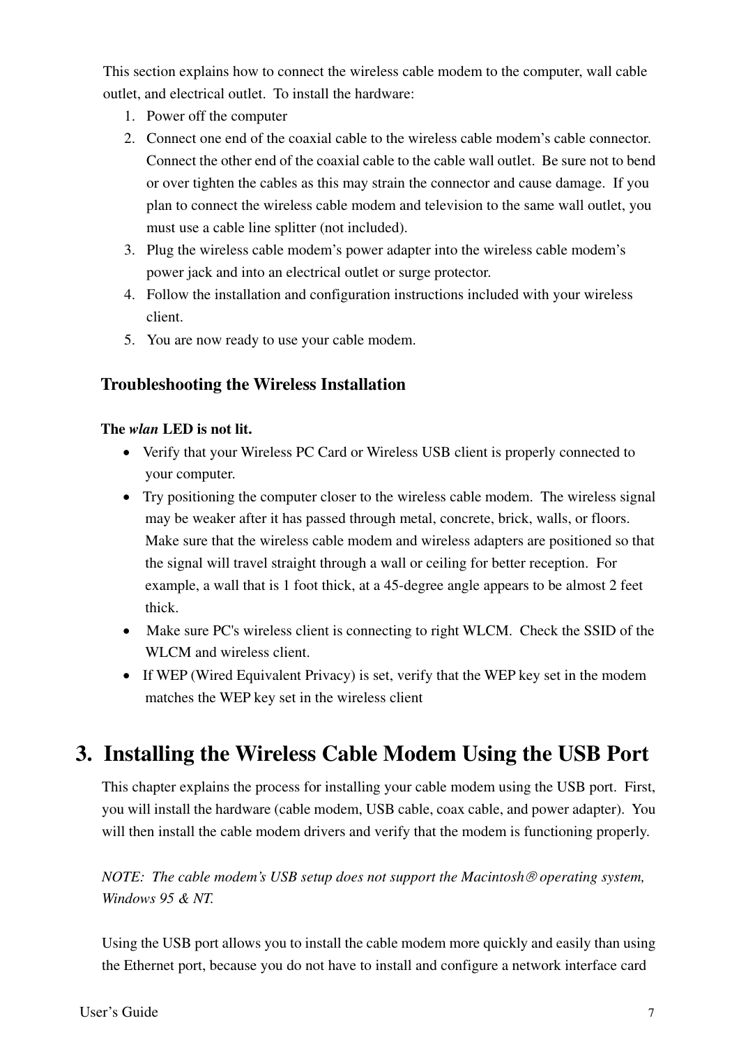This section explains how to connect the wireless cable modem to the computer, wall cable outlet, and electrical outlet. To install the hardware:

1. Power off the computer
2. Connect one end of the coaxial cable to the wireless cable modem's cable connector. Connect the other end of the coaxial cable to the cable wall outlet. Be sure not to bend or over tighten the cables as this may strain the connector and cause damage. If you plan to connect the wireless cable modem and television to the same wall outlet, you must use a cable line splitter (not included).
3. Plug the wireless cable modem's power adapter into the wireless cable modem's power jack and into an electrical outlet or surge protector.
4. Follow the installation and configuration instructions included with your wireless client.
5. You are now ready to use your cable modem.

### Troubleshooting the Wireless Installation

**The *wlan* LED is not lit.**

- Verify that your Wireless PC Card or Wireless USB client is properly connected to your computer.
- Try positioning the computer closer to the wireless cable modem. The wireless signal may be weaker after it has passed through metal, concrete, brick, walls, or floors. Make sure that the wireless cable modem and wireless adapters are positioned so that the signal will travel straight through a wall or ceiling for better reception. For example, a wall that is 1 foot thick, at a 45-degree angle appears to be almost 2 feet thick.
- Make sure PC's wireless client is connecting to right WLCM. Check the SSID of the WLCM and wireless client.
- If WEP (Wired Equivalent Privacy) is set, verify that the WEP key set in the modem matches the WEP key set in the wireless client

## 3. Installing the Wireless Cable Modem Using the USB Port

This chapter explains the process for installing your cable modem using the USB port. First, you will install the hardware (cable modem, USB cable, coax cable, and power adapter). You will then install the cable modem drivers and verify that the modem is functioning properly.

*NOTE: The cable modem's USB setup does not support the Macintosh® operating system, Windows 95 & NT.*

Using the USB port allows you to install the cable modem more quickly and easily than using the Ethernet port, because you do not have to install and configure a network interface card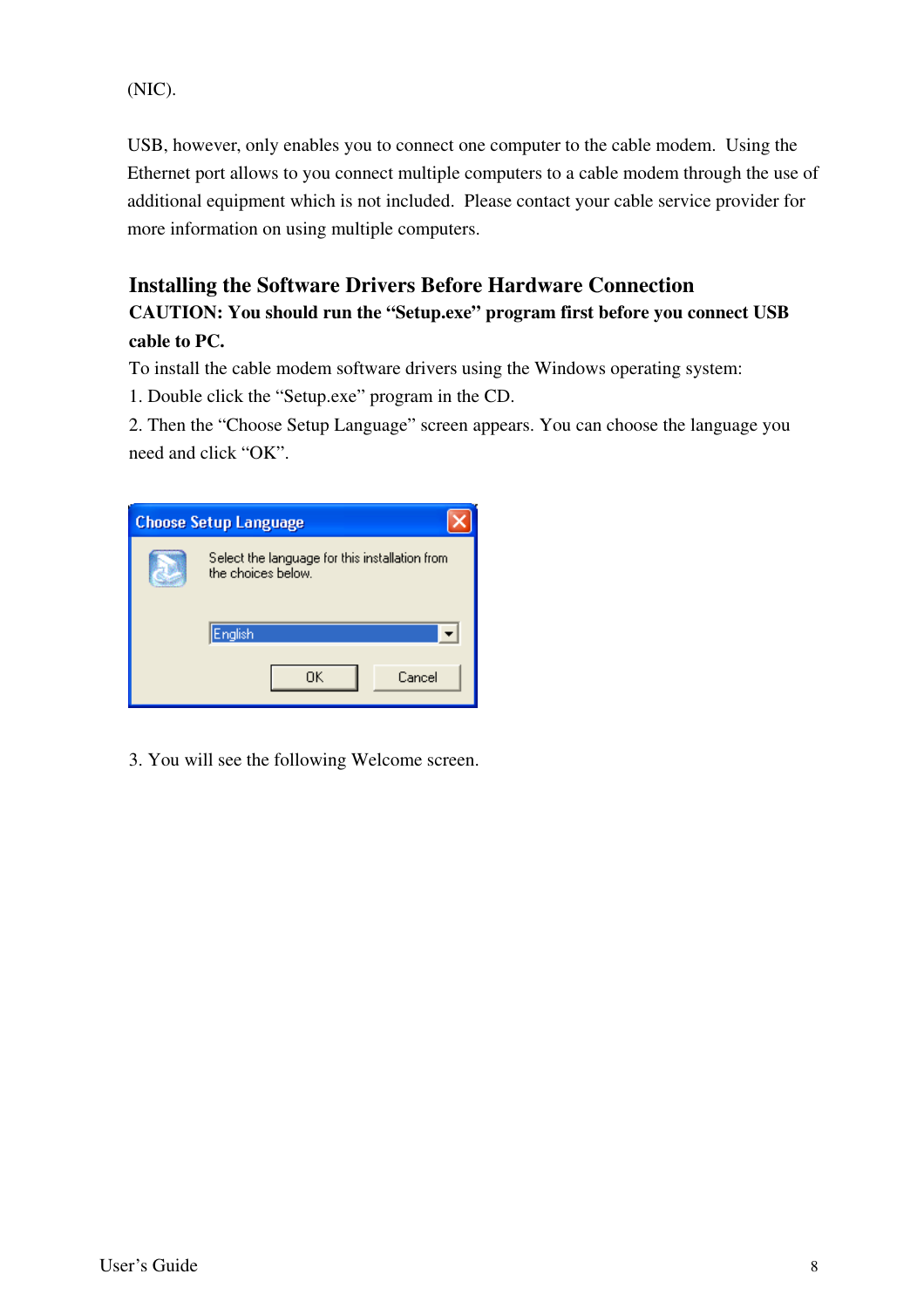(NIC).

USB, however, only enables you to connect one computer to the cable modem. Using the Ethernet port allows to you connect multiple computers to a cable modem through the use of additional equipment which is not included. Please contact your cable service provider for more information on using multiple computers.

## Installing the Software Drivers Before Hardware Connection

**CAUTION: You should run the "Setup.exe" program first before you connect USB cable to PC.**

To install the cable modem software drivers using the Windows operating system:

1. Double click the "Setup.exe" program in the CD.
2. Then the "Choose Setup Language" screen appears. You can choose the language you need and click "OK".

3. You will see the following Welcome screen.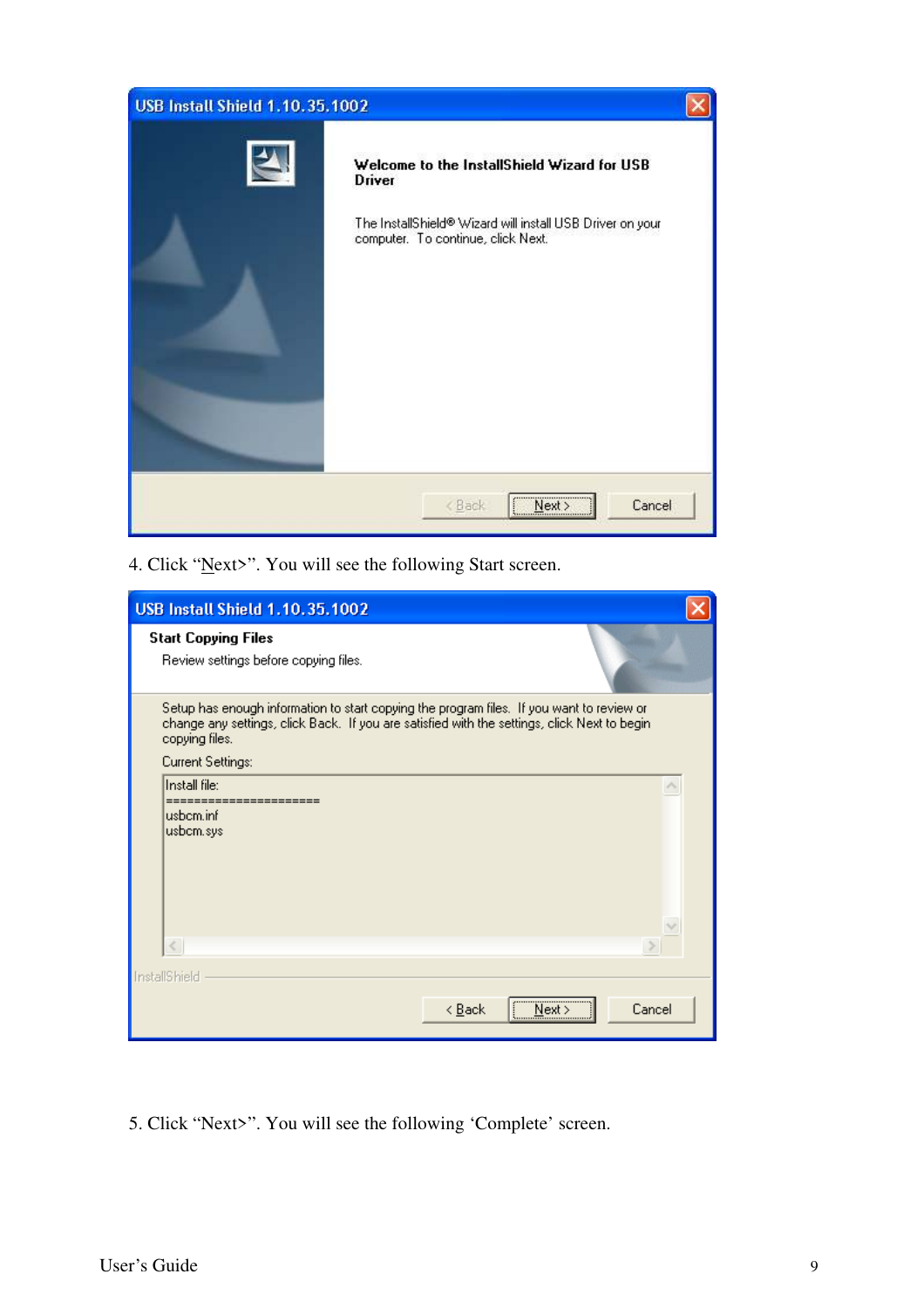4. Click “Next>”. You will see the following Start screen.

5. Click “Next>”. You will see the following ‘Complete’ screen.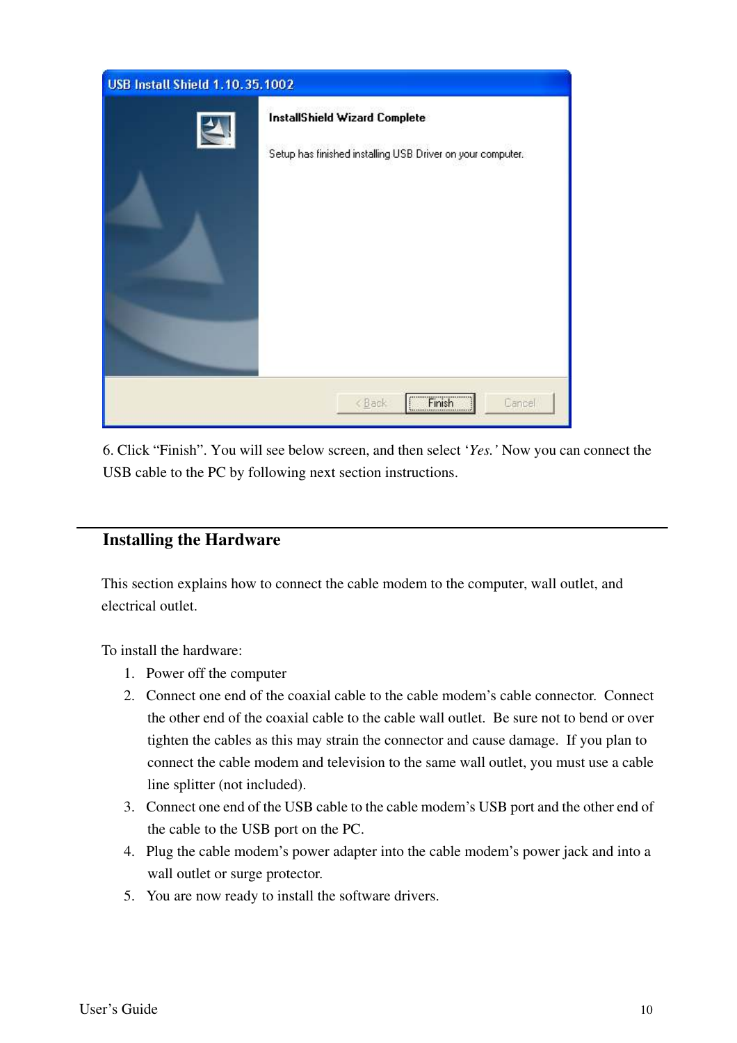6. Click "Finish". You will see below screen, and then select '*Yes.'* Now you can connect the USB cable to the PC by following next section instructions.

## Installing the Hardware

This section explains how to connect the cable modem to the computer, wall outlet, and electrical outlet.

To install the hardware:

1. Power off the computer
2. Connect one end of the coaxial cable to the cable modem's cable connector. Connect the other end of the coaxial cable to the cable wall outlet. Be sure not to bend or over tighten the cables as this may strain the connector and cause damage. If you plan to connect the cable modem and television to the same wall outlet, you must use a cable line splitter (not included).
3. Connect one end of the USB cable to the cable modem's USB port and the other end of the cable to the USB port on the PC.
4. Plug the cable modem's power adapter into the cable modem's power jack and into a wall outlet or surge protector.
5. You are now ready to install the software drivers.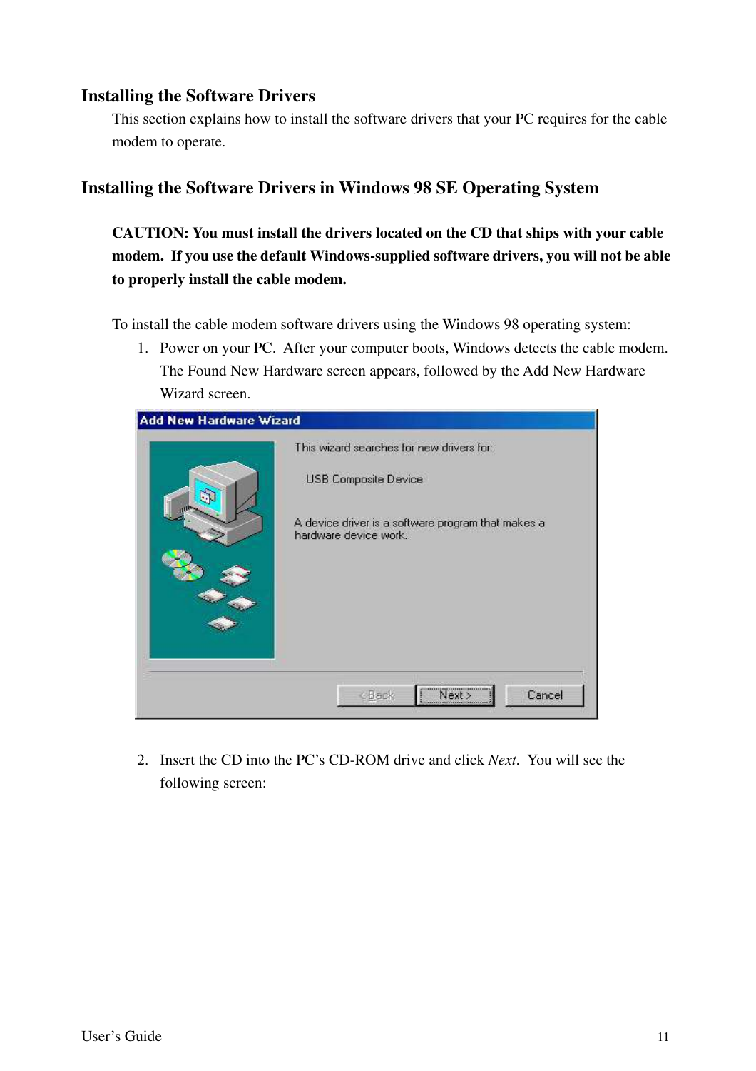## Installing the Software Drivers

This section explains how to install the software drivers that your PC requires for the cable modem to operate.

## Installing the Software Drivers in Windows 98 SE Operating System

**CAUTION: You must install the drivers located on the CD that ships with your cable modem. If you use the default Windows-supplied software drivers, you will not be able to properly install the cable modem.**

To install the cable modem software drivers using the Windows 98 operating system:

1. Power on your PC. After your computer boots, Windows detects the cable modem. The Found New Hardware screen appears, followed by the Add New Hardware Wizard screen.

2. Insert the CD into the PC's CD-ROM drive and click *Next*. You will see the following screen: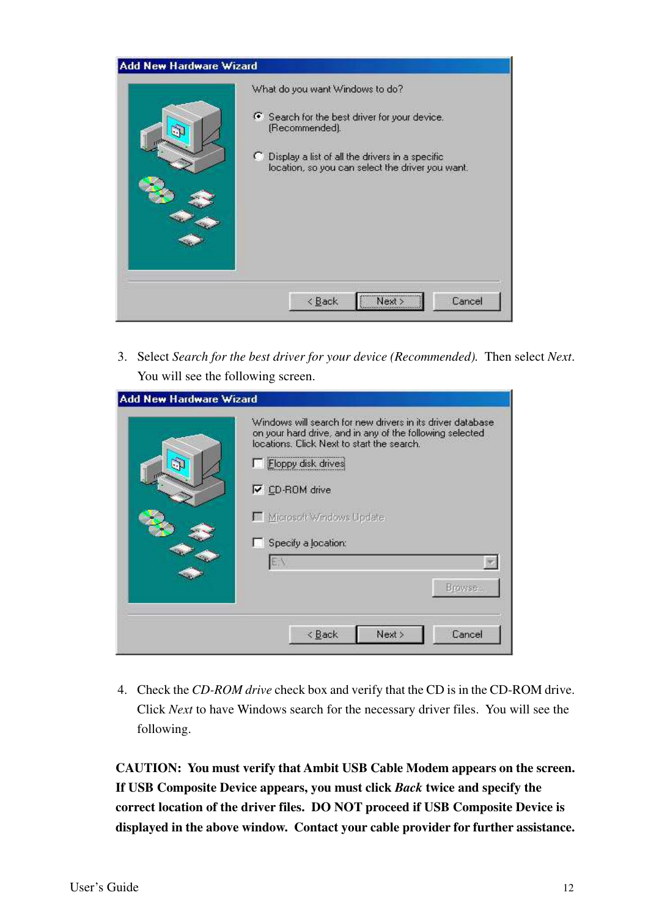3. Select *Search for the best driver for your device (Recommended).* Then select *Next*. You will see the following screen.

4. Check the *CD-ROM drive* check box and verify that the CD is in the CD-ROM drive. Click *Next* to have Windows search for the necessary driver files. You will see the following.

**CAUTION: You must verify that Ambit USB Cable Modem appears on the screen. If USB Composite Device appears, you must click *Back* twice and specify the correct location of the driver files. DO NOT proceed if USB Composite Device is displayed in the above window. Contact your cable provider for further assistance.**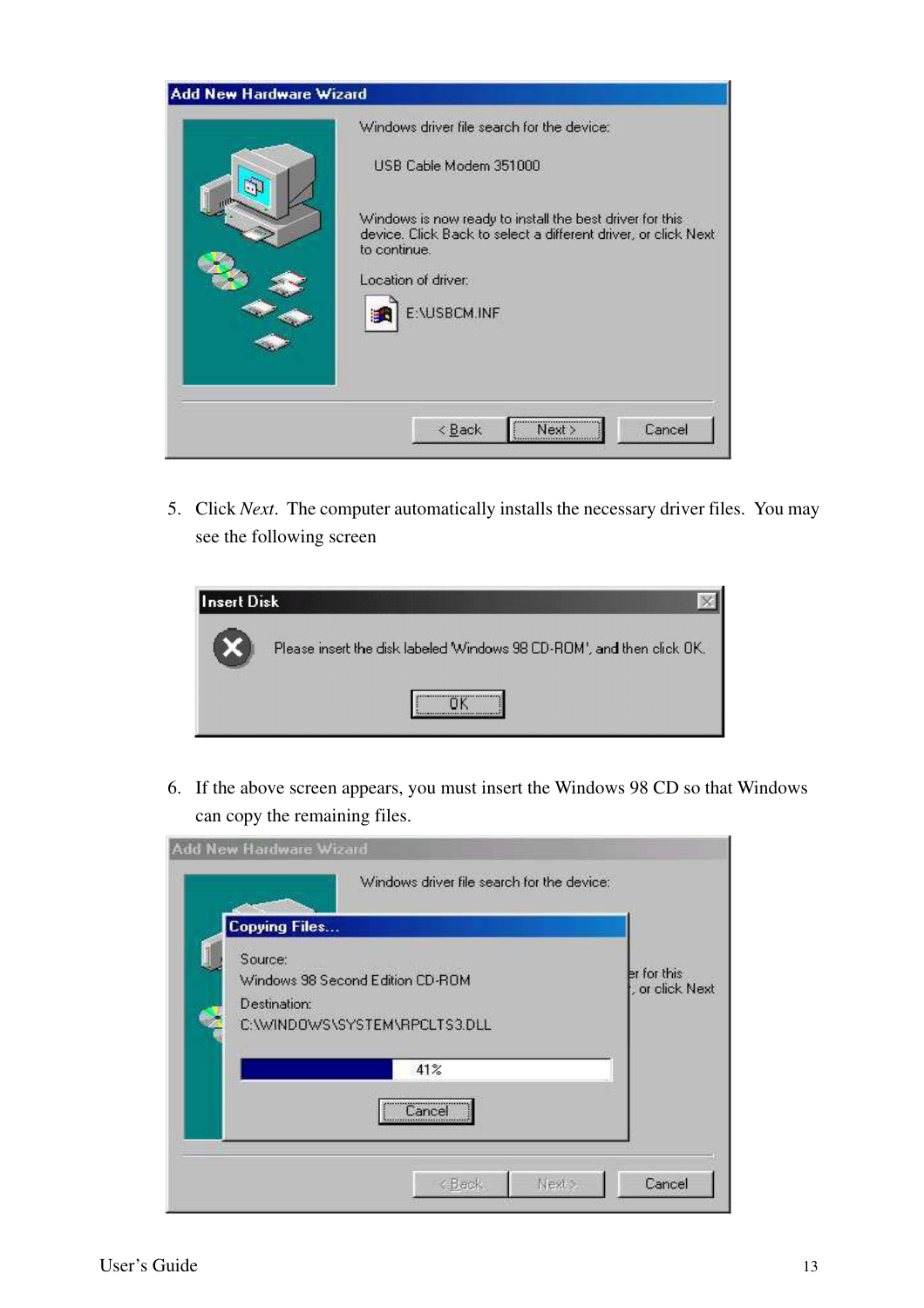5. Click *Next*. The computer automatically installs the necessary driver files. You may see the following screen

6. If the above screen appears, you must insert the Windows 98 CD so that Windows can copy the remaining files.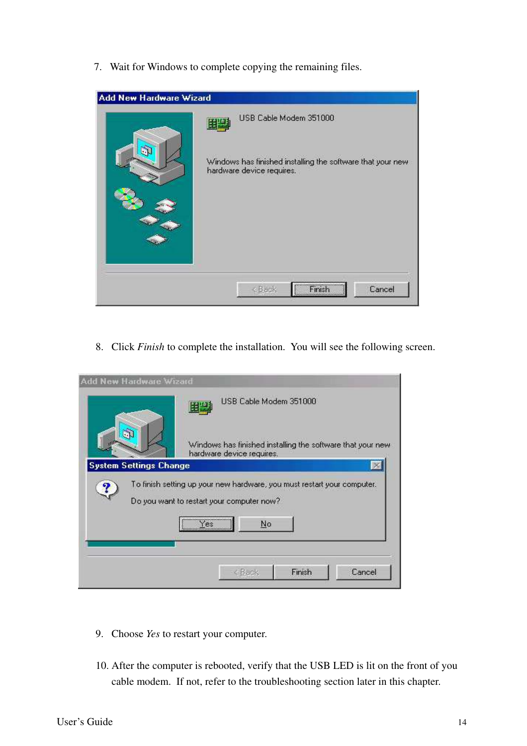7. Wait for Windows to complete copying the remaining files.

8. Click *Finish* to complete the installation. You will see the following screen.

9. Choose *Yes* to restart your computer.

10. After the computer is rebooted, verify that the USB LED is lit on the front of you cable modem. If not, refer to the troubleshooting section later in this chapter.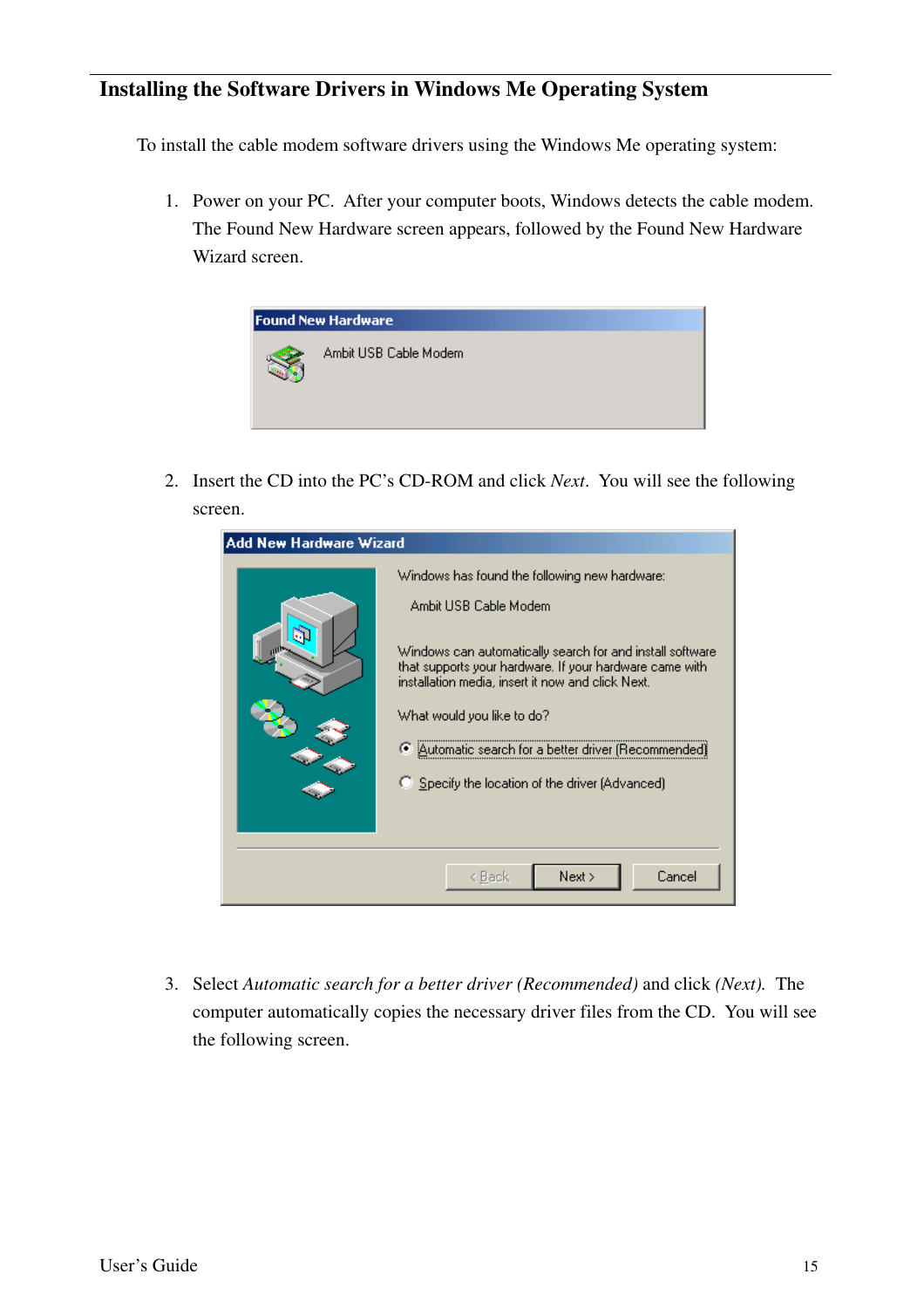## Installing the Software Drivers in Windows Me Operating System

To install the cable modem software drivers using the Windows Me operating system:

1. Power on your PC. After your computer boots, Windows detects the cable modem. The Found New Hardware screen appears, followed by the Found New Hardware Wizard screen.

2. Insert the CD into the PC's CD-ROM and click *Next*. You will see the following screen.

3. Select *Automatic search for a better driver (Recommended)* and click *(Next)*. The computer automatically copies the necessary driver files from the CD. You will see the following screen.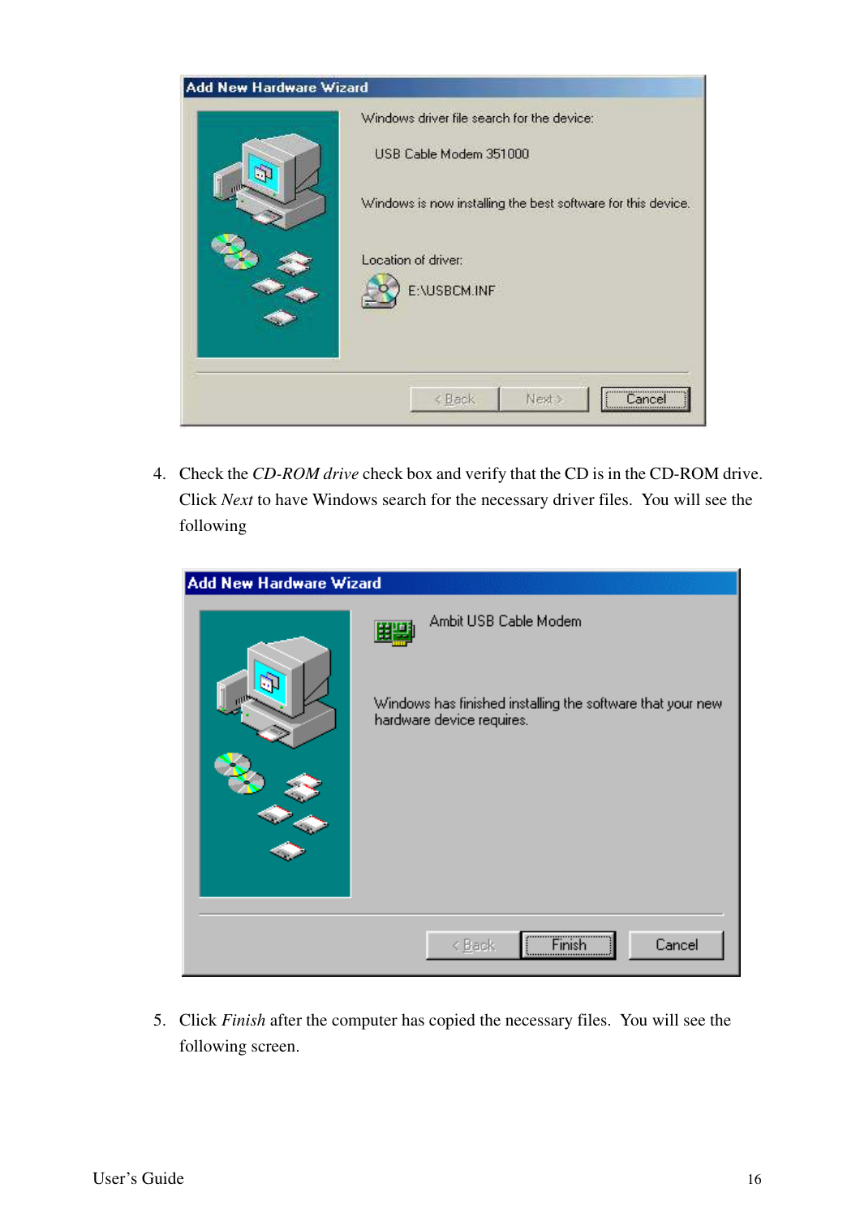4. Check the *CD-ROM drive* check box and verify that the CD is in the CD-ROM drive. Click *Next* to have Windows search for the necessary driver files. You will see the following

5. Click *Finish* after the computer has copied the necessary files. You will see the following screen.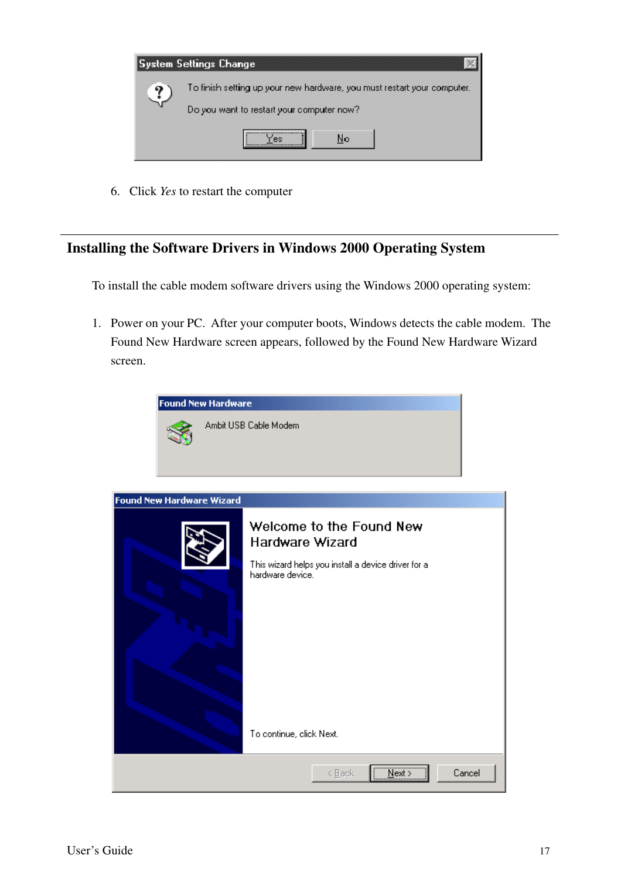6. Click *Yes* to restart the computer

## Installing the Software Drivers in Windows 2000 Operating System

To install the cable modem software drivers using the Windows 2000 operating system:

1. Power on your PC. After your computer boots, Windows detects the cable modem. The Found New Hardware screen appears, followed by the Found New Hardware Wizard screen.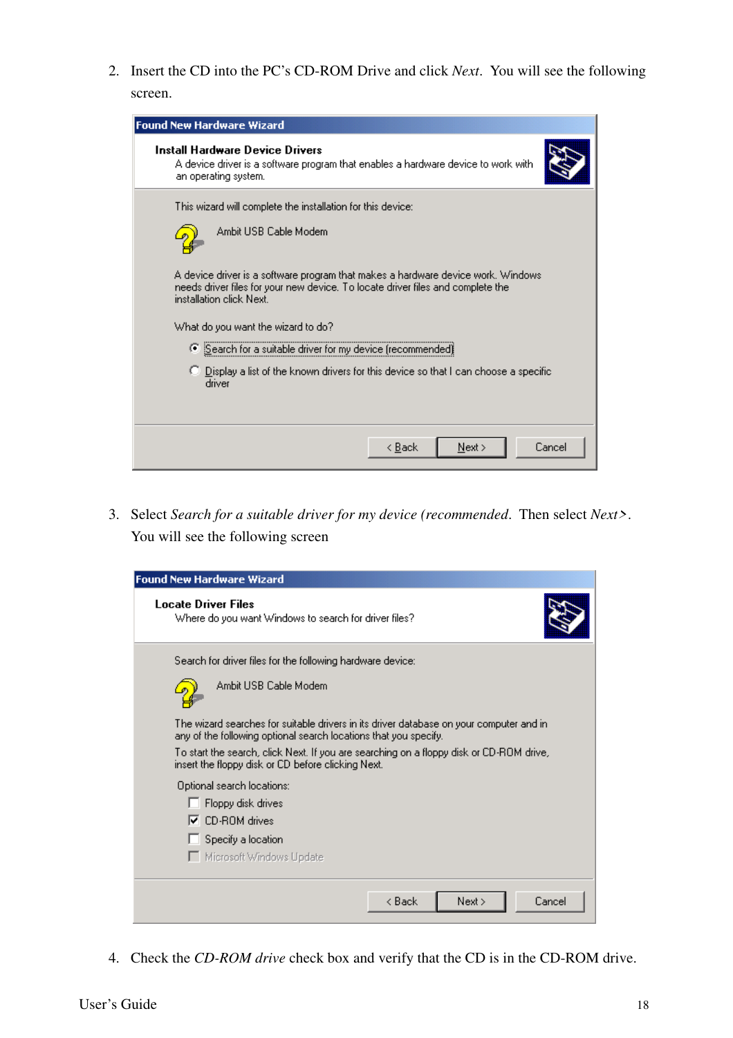2. Insert the CD into the PC's CD-ROM Drive and click *Next*. You will see the following screen.

   **Found New Hardware Wizard**

   **Install Hardware Device Drivers**
   A device driver is a software program that enables a hardware device to work with an operating system.

   This wizard will complete the installation for this device:

   Ambit USB Cable Modem

   A device driver is a software program that makes a hardware device work. Windows needs driver files for your new device. To locate driver files and complete the installation click Next.

   What do you want the wizard to do?

   - (•) Search for a suitable driver for my device (recommended)
   - ( ) Display a list of the known drivers for this device so that I can choose a specific driver

   < Back | Next > | Cancel

3. Select *Search for a suitable driver for my device (recommended*. Then select *Next>*. You will see the following screen

   **Found New Hardware Wizard**

   **Locate Driver Files**
   Where do you want Windows to search for driver files?

   Search for driver files for the following hardware device:

   Ambit USB Cable Modem

   The wizard searches for suitable drivers in its driver database on your computer and in any of the following optional search locations that you specify.

   To start the search, click Next. If you are searching on a floppy disk or CD-ROM drive, insert the floppy disk or CD before clicking Next.

   Optional search locations:

   - [ ] Floppy disk drives
   - [x] CD-ROM drives
   - [ ] Specify a location
   - [ ] Microsoft Windows Update

   < Back | Next > | Cancel

4. Check the *CD-ROM drive* check box and verify that the CD is in the CD-ROM drive.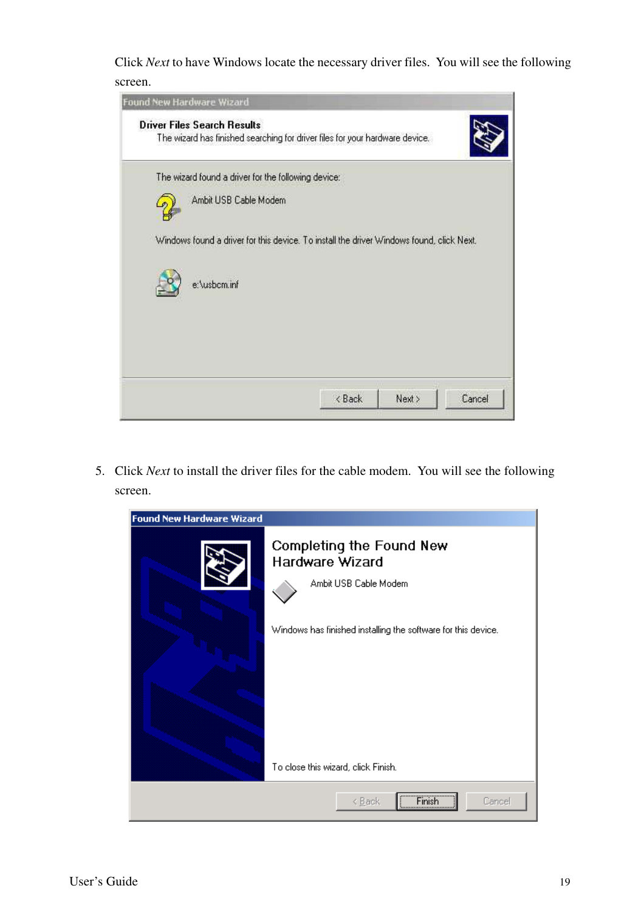Click *Next* to have Windows locate the necessary driver files. You will see the following screen.

5. Click *Next* to install the driver files for the cable modem. You will see the following screen.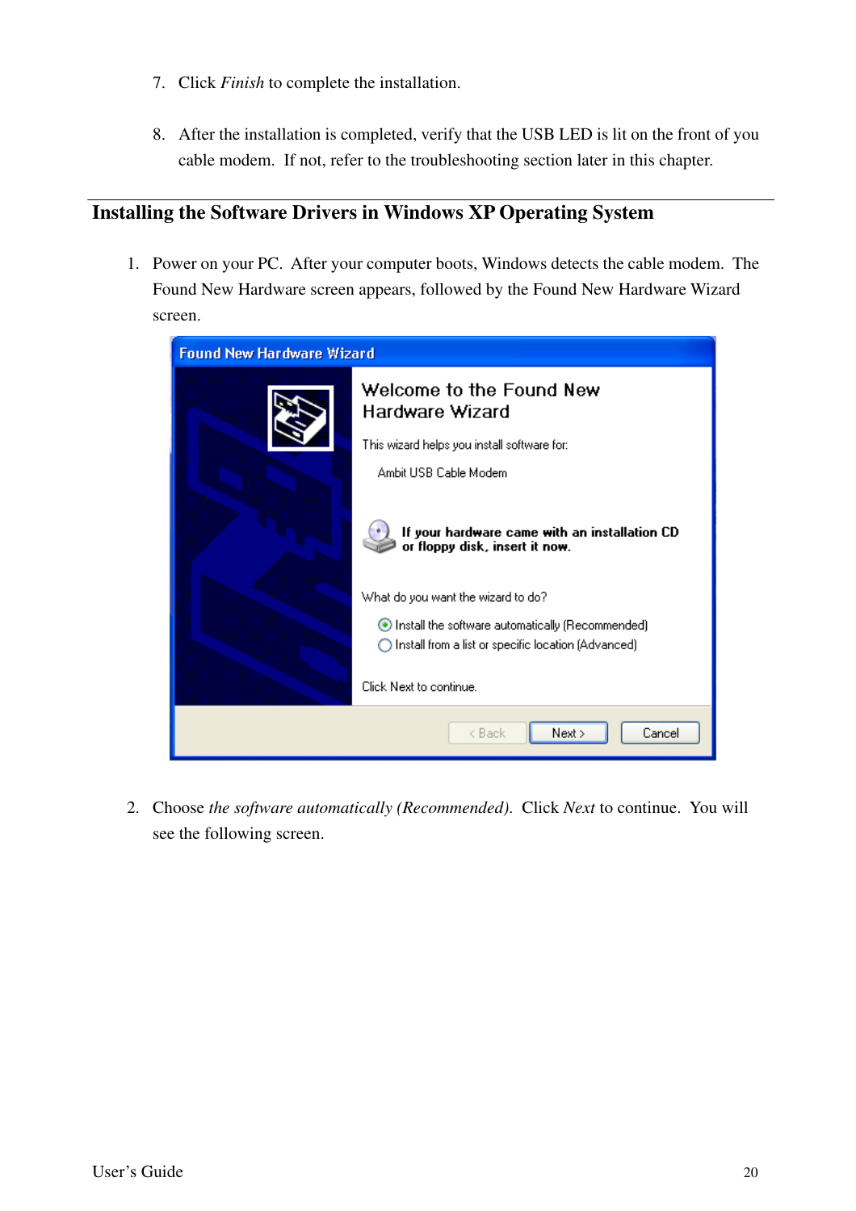7. Click *Finish* to complete the installation.

8. After the installation is completed, verify that the USB LED is lit on the front of you cable modem. If not, refer to the troubleshooting section later in this chapter.

## Installing the Software Drivers in Windows XP Operating System

1. Power on your PC. After your computer boots, Windows detects the cable modem. The Found New Hardware screen appears, followed by the Found New Hardware Wizard screen.

2. Choose *the software automatically (Recommended)*. Click *Next* to continue. You will see the following screen.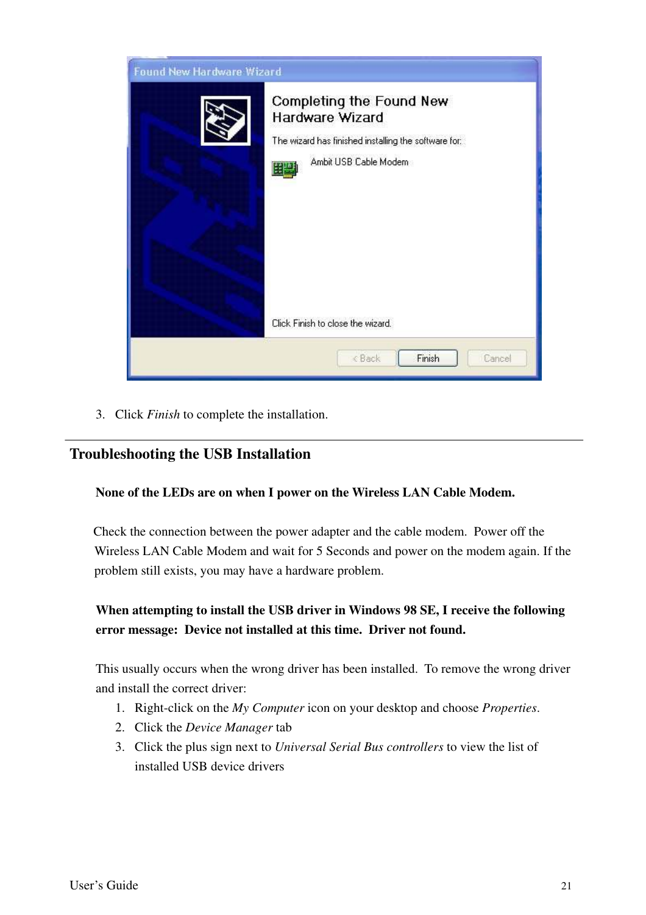3. Click *Finish* to complete the installation.

---

## Troubleshooting the USB Installation

**None of the LEDs are on when I power on the Wireless LAN Cable Modem.**

Check the connection between the power adapter and the cable modem. Power off the Wireless LAN Cable Modem and wait for 5 Seconds and power on the modem again. If the problem still exists, you may have a hardware problem.

**When attempting to install the USB driver in Windows 98 SE, I receive the following error message: Device not installed at this time. Driver not found.**

This usually occurs when the wrong driver has been installed. To remove the wrong driver and install the correct driver:

1. Right-click on the *My Computer* icon on your desktop and choose *Properties*.
2. Click the *Device Manager* tab
3. Click the plus sign next to *Universal Serial Bus controllers* to view the list of installed USB device drivers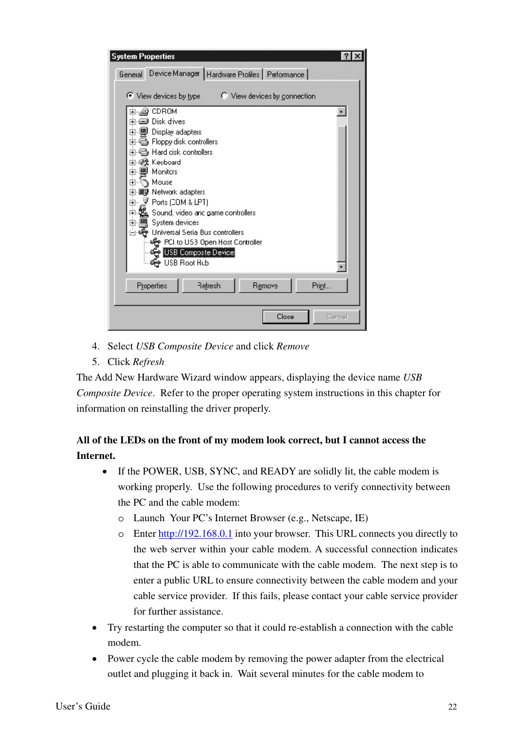4. Select *USB Composite Device* and click *Remove*
5. Click *Refresh*

The Add New Hardware Wizard window appears, displaying the device name *USB Composite Device*. Refer to the proper operating system instructions in this chapter for information on reinstalling the driver properly.

**All of the LEDs on the front of my modem look correct, but I cannot access the Internet.**

- If the POWER, USB, SYNC, and READY are solidly lit, the cable modem is working properly. Use the following procedures to verify connectivity between the PC and the cable modem:
  - Launch Your PC's Internet Browser (e.g., Netscape, IE)
  - Enter http://192.168.0.1 into your browser. This URL connects you directly to the web server within your cable modem. A successful connection indicates that the PC is able to communicate with the cable modem. The next step is to enter a public URL to ensure connectivity between the cable modem and your cable service provider. If this fails, please contact your cable service provider for further assistance.
- Try restarting the computer so that it could re-establish a connection with the cable modem.
- Power cycle the cable modem by removing the power adapter from the electrical outlet and plugging it back in. Wait several minutes for the cable modem to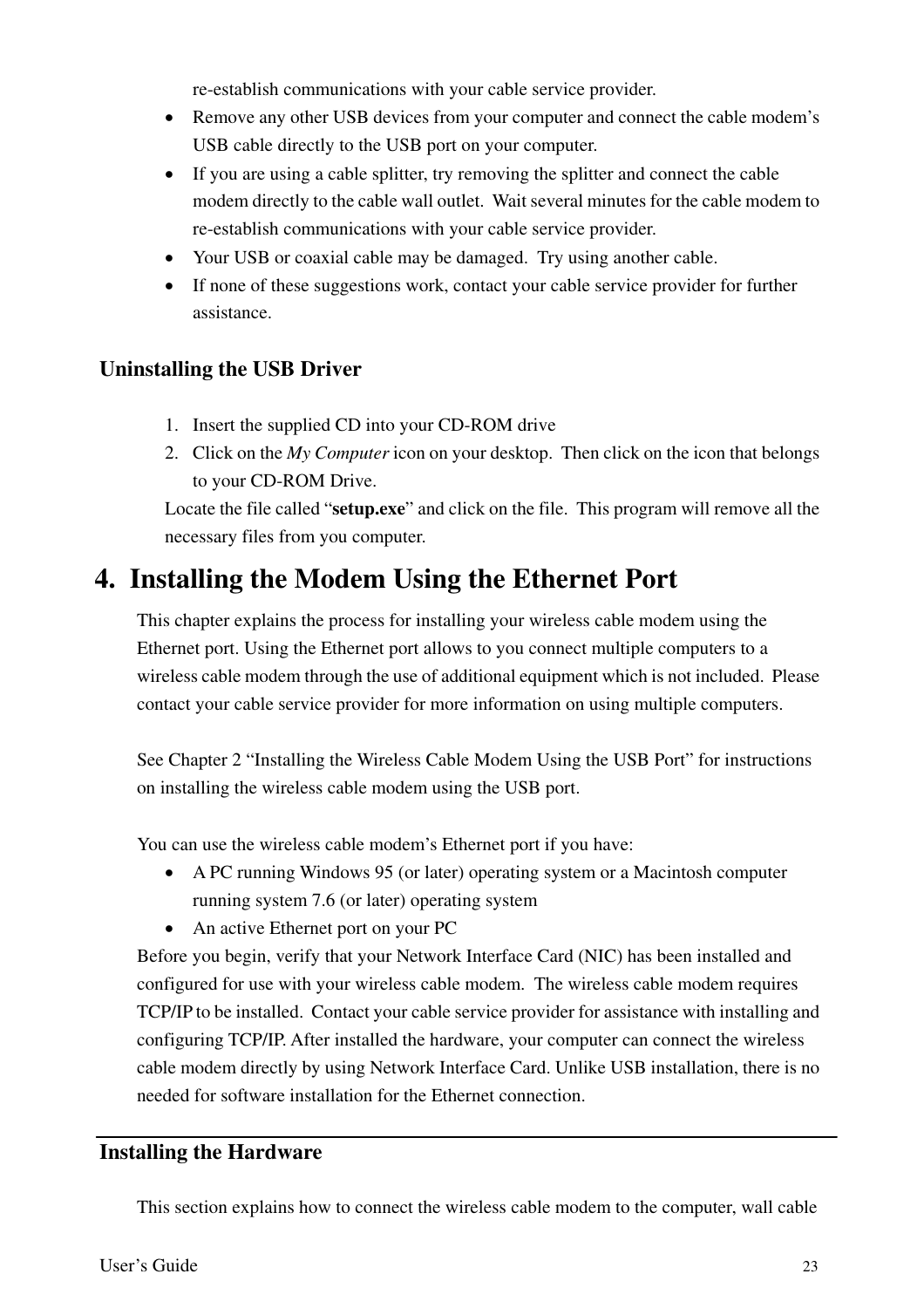re-establish communications with your cable service provider.

- Remove any other USB devices from your computer and connect the cable modem's USB cable directly to the USB port on your computer.
- If you are using a cable splitter, try removing the splitter and connect the cable modem directly to the cable wall outlet. Wait several minutes for the cable modem to re-establish communications with your cable service provider.
- Your USB or coaxial cable may be damaged. Try using another cable.
- If none of these suggestions work, contact your cable service provider for further assistance.

### Uninstalling the USB Driver

1. Insert the supplied CD into your CD-ROM drive
2. Click on the *My Computer* icon on your desktop. Then click on the icon that belongs to your CD-ROM Drive.

Locate the file called "**setup.exe**" and click on the file. This program will remove all the necessary files from you computer.

# 4. Installing the Modem Using the Ethernet Port

This chapter explains the process for installing your wireless cable modem using the Ethernet port. Using the Ethernet port allows to you connect multiple computers to a wireless cable modem through the use of additional equipment which is not included. Please contact your cable service provider for more information on using multiple computers.

See Chapter 2 "Installing the Wireless Cable Modem Using the USB Port" for instructions on installing the wireless cable modem using the USB port.

You can use the wireless cable modem's Ethernet port if you have:

- A PC running Windows 95 (or later) operating system or a Macintosh computer running system 7.6 (or later) operating system
- An active Ethernet port on your PC

Before you begin, verify that your Network Interface Card (NIC) has been installed and configured for use with your wireless cable modem. The wireless cable modem requires TCP/IP to be installed. Contact your cable service provider for assistance with installing and configuring TCP/IP. After installed the hardware, your computer can connect the wireless cable modem directly by using Network Interface Card. Unlike USB installation, there is no needed for software installation for the Ethernet connection.

### Installing the Hardware

This section explains how to connect the wireless cable modem to the computer, wall cable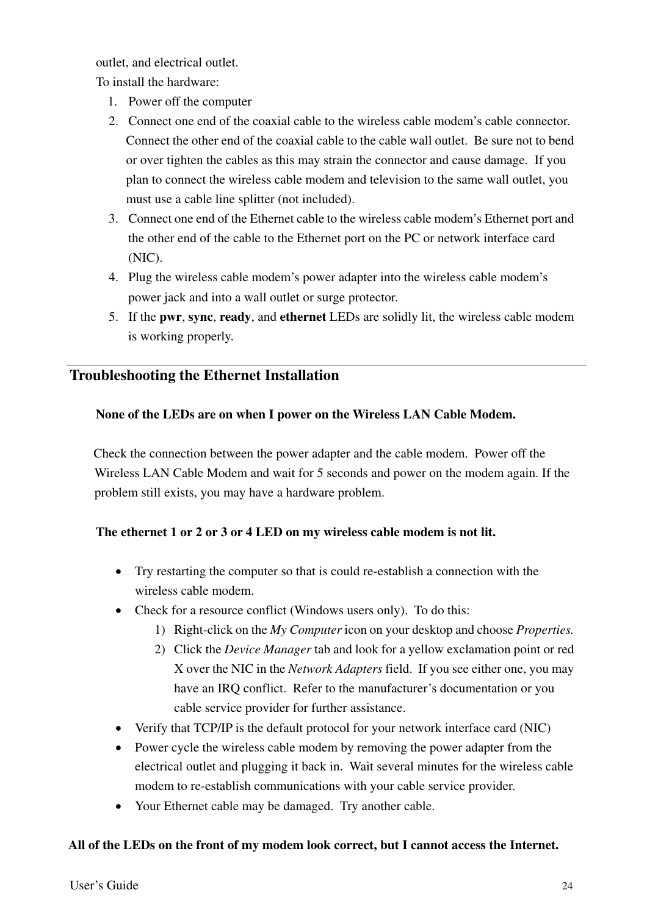outlet, and electrical outlet.

To install the hardware:

1. Power off the computer
2. Connect one end of the coaxial cable to the wireless cable modem's cable connector. Connect the other end of the coaxial cable to the cable wall outlet. Be sure not to bend or over tighten the cables as this may strain the connector and cause damage. If you plan to connect the wireless cable modem and television to the same wall outlet, you must use a cable line splitter (not included).
3. Connect one end of the Ethernet cable to the wireless cable modem's Ethernet port and the other end of the cable to the Ethernet port on the PC or network interface card (NIC).
4. Plug the wireless cable modem's power adapter into the wireless cable modem's power jack and into a wall outlet or surge protector.
5. If the **pwr**, **sync**, **ready**, and **ethernet** LEDs are solidly lit, the wireless cable modem is working properly.

## Troubleshooting the Ethernet Installation

**None of the LEDs are on when I power on the Wireless LAN Cable Modem.**

Check the connection between the power adapter and the cable modem. Power off the Wireless LAN Cable Modem and wait for 5 seconds and power on the modem again. If the problem still exists, you may have a hardware problem.

**The ethernet 1 or 2 or 3 or 4 LED on my wireless cable modem is not lit.**

- Try restarting the computer so that is could re-establish a connection with the wireless cable modem.
- Check for a resource conflict (Windows users only). To do this:
  1) Right-click on the *My Computer* icon on your desktop and choose *Properties.*
  2) Click the *Device Manager* tab and look for a yellow exclamation point or red X over the NIC in the *Network Adapters* field. If you see either one, you may have an IRQ conflict. Refer to the manufacturer's documentation or you cable service provider for further assistance.
- Verify that TCP/IP is the default protocol for your network interface card (NIC)
- Power cycle the wireless cable modem by removing the power adapter from the electrical outlet and plugging it back in. Wait several minutes for the wireless cable modem to re-establish communications with your cable service provider.
- Your Ethernet cable may be damaged. Try another cable.

**All of the LEDs on the front of my modem look correct, but I cannot access the Internet.**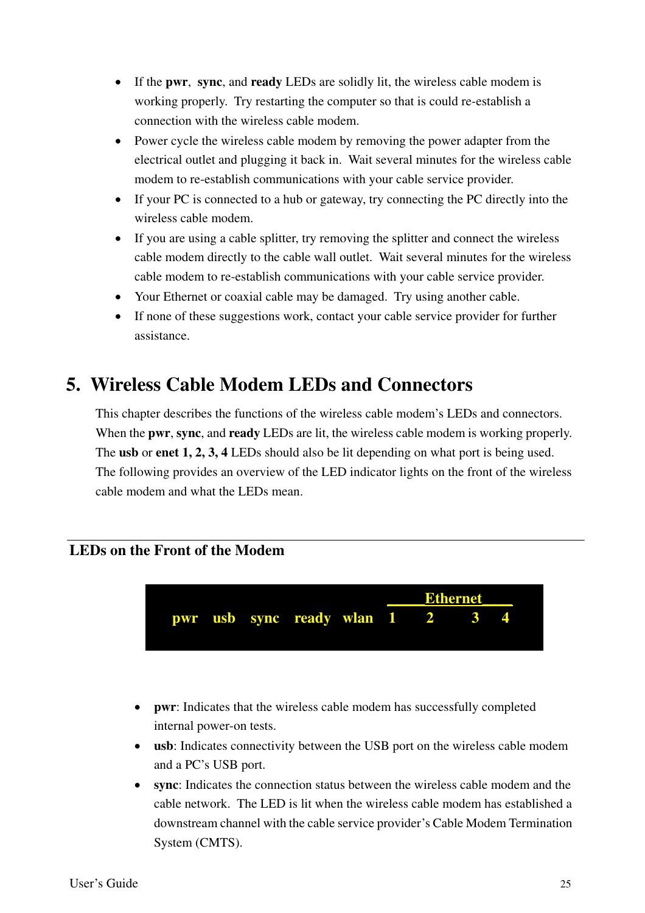- If the **pwr**, **sync**, and **ready** LEDs are solidly lit, the wireless cable modem is working properly. Try restarting the computer so that is could re-establish a connection with the wireless cable modem.
- Power cycle the wireless cable modem by removing the power adapter from the electrical outlet and plugging it back in. Wait several minutes for the wireless cable modem to re-establish communications with your cable service provider.
- If your PC is connected to a hub or gateway, try connecting the PC directly into the wireless cable modem.
- If you are using a cable splitter, try removing the splitter and connect the wireless cable modem directly to the cable wall outlet. Wait several minutes for the wireless cable modem to re-establish communications with your cable service provider.
- Your Ethernet or coaxial cable may be damaged. Try using another cable.
- If none of these suggestions work, contact your cable service provider for further assistance.

# 5. Wireless Cable Modem LEDs and Connectors

This chapter describes the functions of the wireless cable modem's LEDs and connectors. When the **pwr**, **sync**, and **ready** LEDs are lit, the wireless cable modem is working properly. The **usb** or **enet 1, 2, 3, 4** LEDs should also be lit depending on what port is being used. The following provides an overview of the LED indicator lights on the front of the wireless cable modem and what the LEDs mean.

## LEDs on the Front of the Modem

| | | | | | Ethernet | | | |
|---|---|---|---|---|---|---|---|---|
| pwr | usb | sync | ready | wlan | 1 | 2 | 3 | 4 |

- **pwr**: Indicates that the wireless cable modem has successfully completed internal power-on tests.
- **usb**: Indicates connectivity between the USB port on the wireless cable modem and a PC's USB port.
- **sync**: Indicates the connection status between the wireless cable modem and the cable network. The LED is lit when the wireless cable modem has established a downstream channel with the cable service provider's Cable Modem Termination System (CMTS).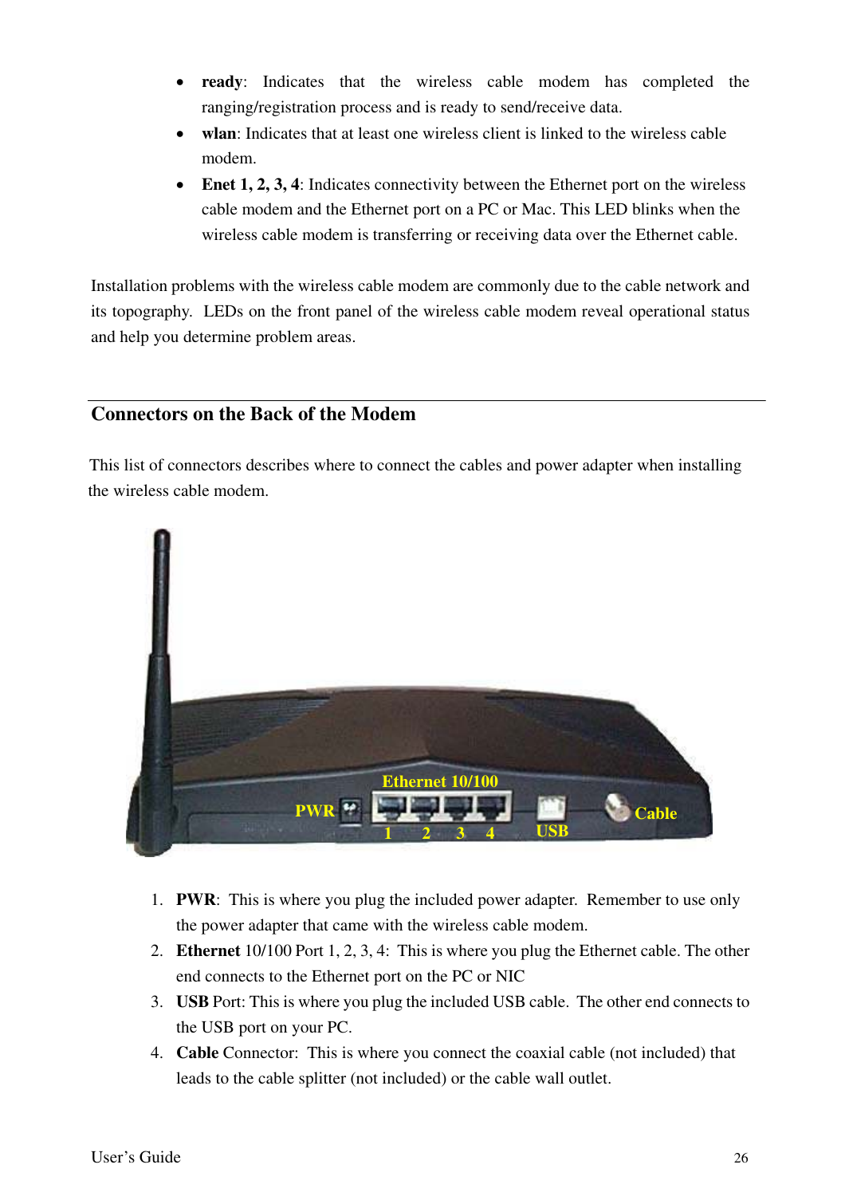- **ready**: Indicates that the wireless cable modem has completed the ranging/registration process and is ready to send/receive data.
- **wlan**: Indicates that at least one wireless client is linked to the wireless cable modem.
- **Enet 1, 2, 3, 4**: Indicates connectivity between the Ethernet port on the wireless cable modem and the Ethernet port on a PC or Mac. This LED blinks when the wireless cable modem is transferring or receiving data over the Ethernet cable.

Installation problems with the wireless cable modem are commonly due to the cable network and its topography. LEDs on the front panel of the wireless cable modem reveal operational status and help you determine problem areas.

## Connectors on the Back of the Modem

This list of connectors describes where to connect the cables and power adapter when installing the wireless cable modem.

1. **PWR**: This is where you plug the included power adapter. Remember to use only the power adapter that came with the wireless cable modem.
2. **Ethernet** 10/100 Port 1, 2, 3, 4: This is where you plug the Ethernet cable. The other end connects to the Ethernet port on the PC or NIC
3. **USB** Port: This is where you plug the included USB cable. The other end connects to the USB port on your PC.
4. **Cable** Connector: This is where you connect the coaxial cable (not included) that leads to the cable splitter (not included) or the cable wall outlet.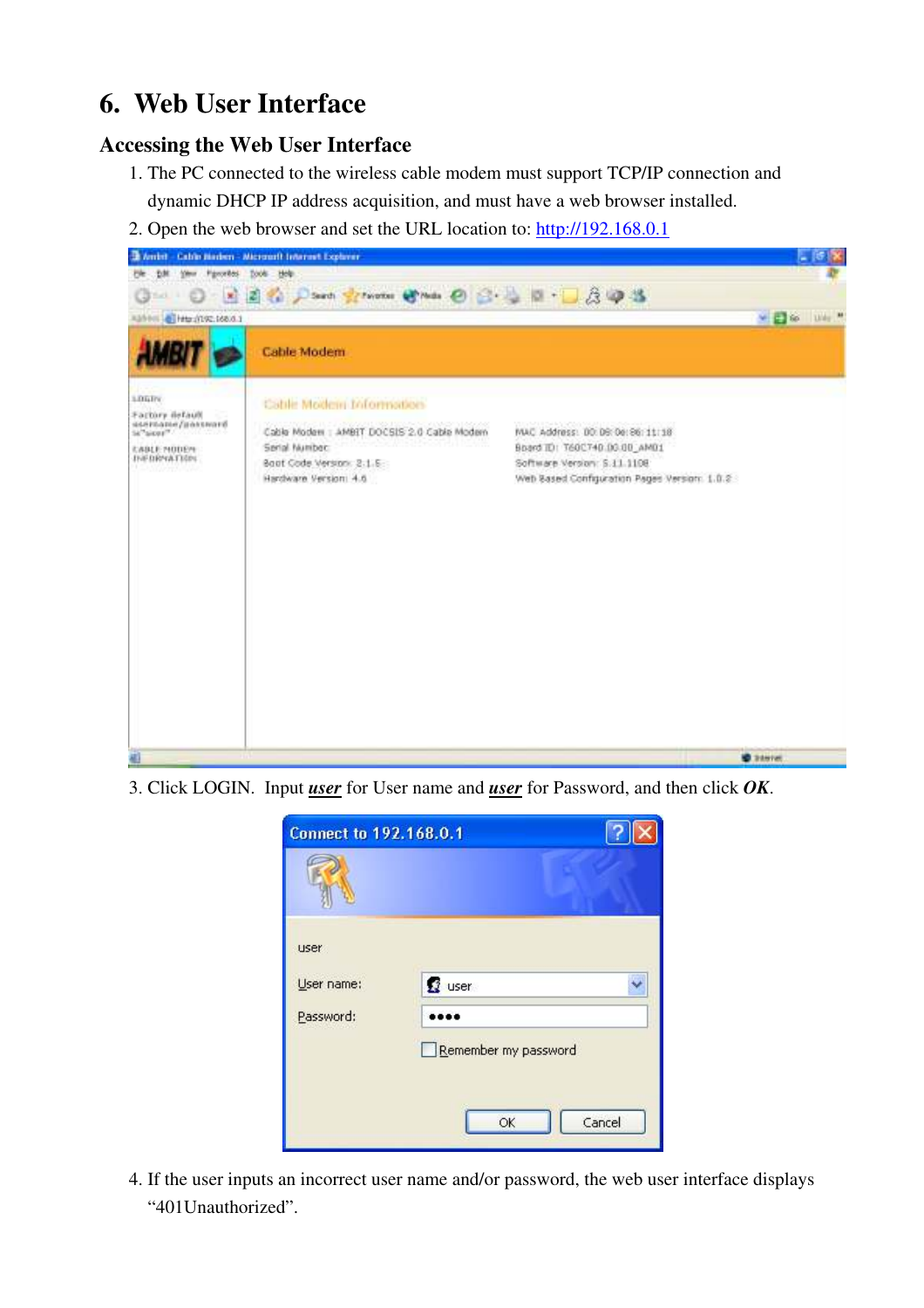# 6. Web User Interface

## Accessing the Web User Interface

1. The PC connected to the wireless cable modem must support TCP/IP connection and dynamic DHCP IP address acquisition, and must have a web browser installed.
2. Open the web browser and set the URL location to: http://192.168.0.1
3. Click LOGIN. Input ***user*** for User name and ***user*** for Password, and then click ***OK***.
4. If the user inputs an incorrect user name and/or password, the web user interface displays "401Unauthorized".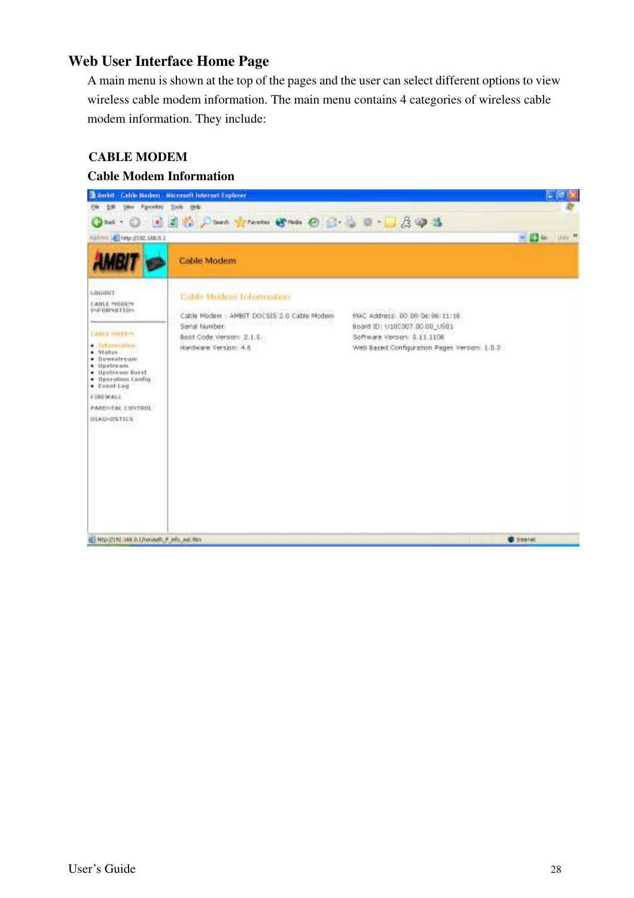## Web User Interface Home Page

A main menu is shown at the top of the pages and the user can select different options to view wireless cable modem information. The main menu contains 4 categories of wireless cable modem information. They include:

**CABLE MODEM**

**Cable Modem Information**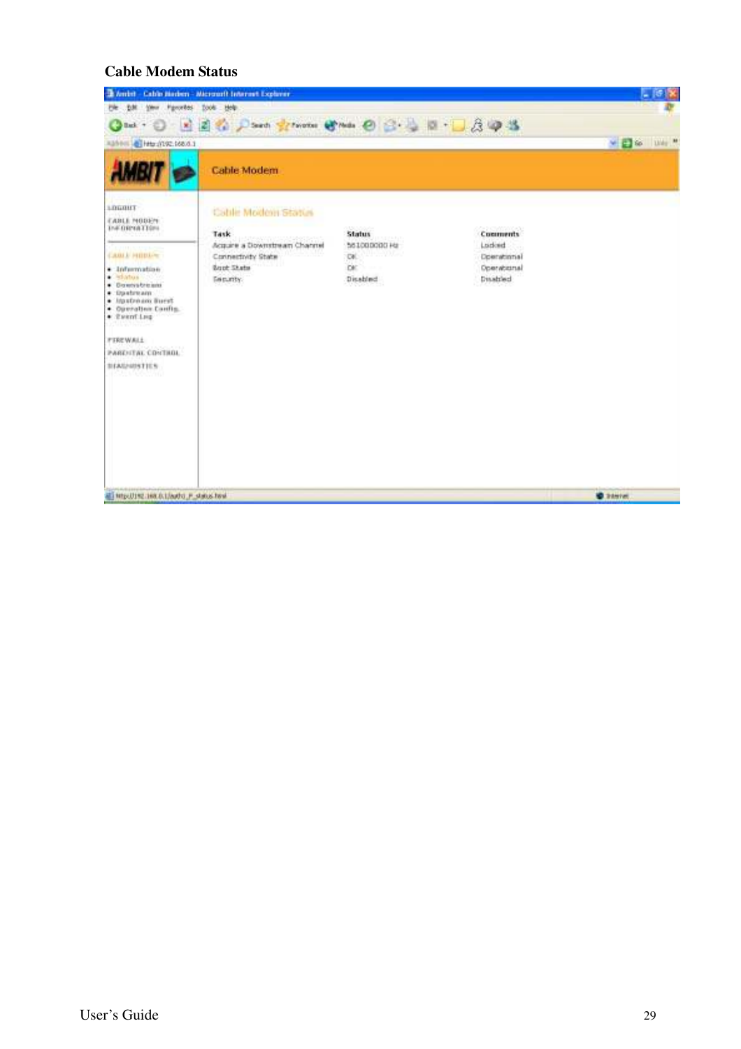### Cable Modem Status

Cable Modem

LOGOUT

CABLE MODEM INFORMATION

CABLE MODEM

- Information
- Status
- Downstream
- Upstream
- Upstream Burst
- Operation Config.
- Event Log

FIREWALL

PARENTAL CONTROL

DIAGNOSTICS

Cable Modem Status

| Task | Status | Comments |
|---|---|---|
| Acquire a Downstream Channel | 561000000 Hz | Locked |
| Connectivity State | OK | Operational |
| Boot State | OK | Operational |
| Security | Disabled | Disabled |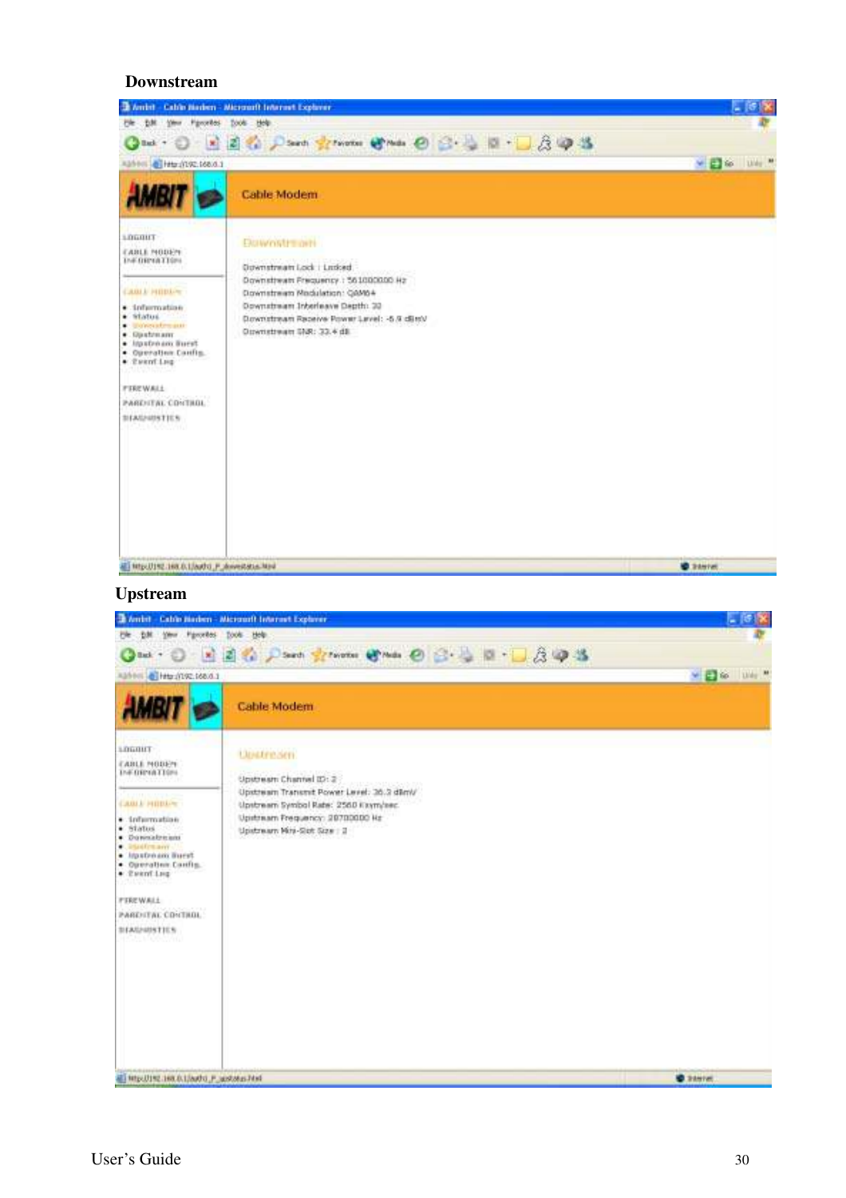**Downstream**

Ambit - Cable Modem - Microsoft Internet Explorer

Cable Modem

LOGOUT
CABLE MODEM INFORMATION

CABLE MODEM
- Information
- Status
- Downstream
- Upstream
- Upstream Burst
- Operation Config.
- Event Log

FIREWALL
PARENTAL CONTROL
DIAGNOSTICS

Downstream

Downstream Lock : Locked
Downstream Frequency : 561000000 Hz
Downstream Modulation: QAM64
Downstream Interleave Depth: 32
Downstream Receive Power Level: -6.9 dBmV
Downstream SNR: 33.4 dB

**Upstream**

Ambit - Cable Modem - Microsoft Internet Explorer

Cable Modem

LOGOUT
CABLE MODEM INFORMATION

CABLE MODEM
- Information
- Status
- Downstream
- Upstream
- Upstream Burst
- Operation Config.
- Event Log

FIREWALL
PARENTAL CONTROL
DIAGNOSTICS

Upstream

Upstream Channel ID: 2
Upstream Transmit Power Level: 36.3 dBmV
Upstream Symbol Rate: 2560 Ksym/sec
Upstream Frequency: 28700000 Hz
Upstream Mini-Slot Size : 2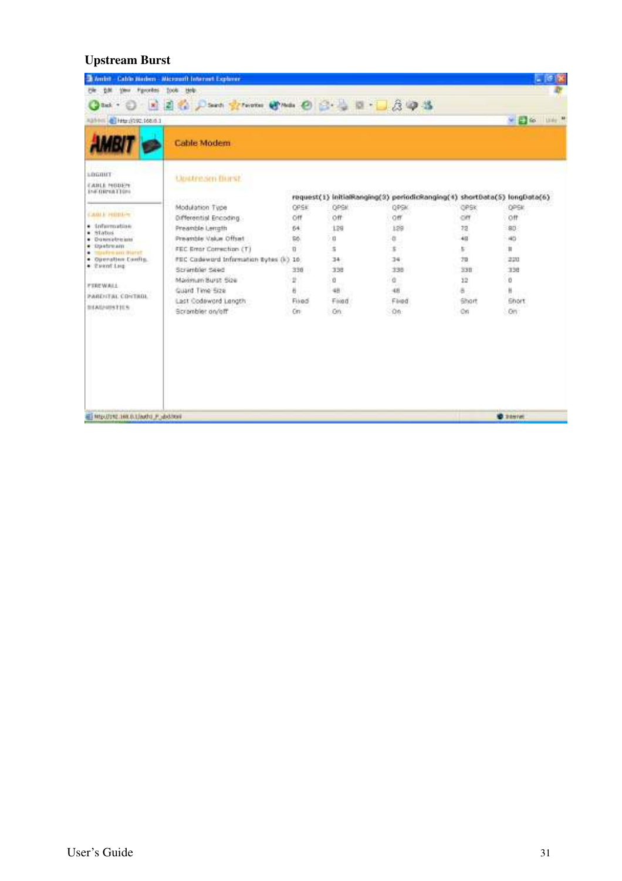## Upstream Burst

| | request(1) | initialRanging(3) | periodicRanging(4) | shortData(5) | longData(6) |
|---|---|---|---|---|---|
| Modulation Type | QPSK | QPSK | QPSK | QPSK | QPSK |
| Differential Encoding | Off | Off | Off | Off | Off |
| Preamble Length | 64 | 128 | 128 | 72 | 80 |
| Preamble Value Offset | 56 | 0 | 0 | 48 | 40 |
| FEC Error Correction (T) | 0 | 5 | 5 | 5 | 8 |
| FEC Codeword Information Bytes (k) | 16 | 34 | 34 | 78 | 220 |
| Scrambler Seed | 338 | 338 | 338 | 338 | 338 |
| Maximum Burst Size | 2 | 0 | 0 | 12 | 0 |
| Guard Time Size | 8 | 48 | 48 | 8 | 8 |
| Last Codeword Length | Fixed | Fixed | Fixed | Short | Short |
| Scrambler on/off | On | On | On | On | On |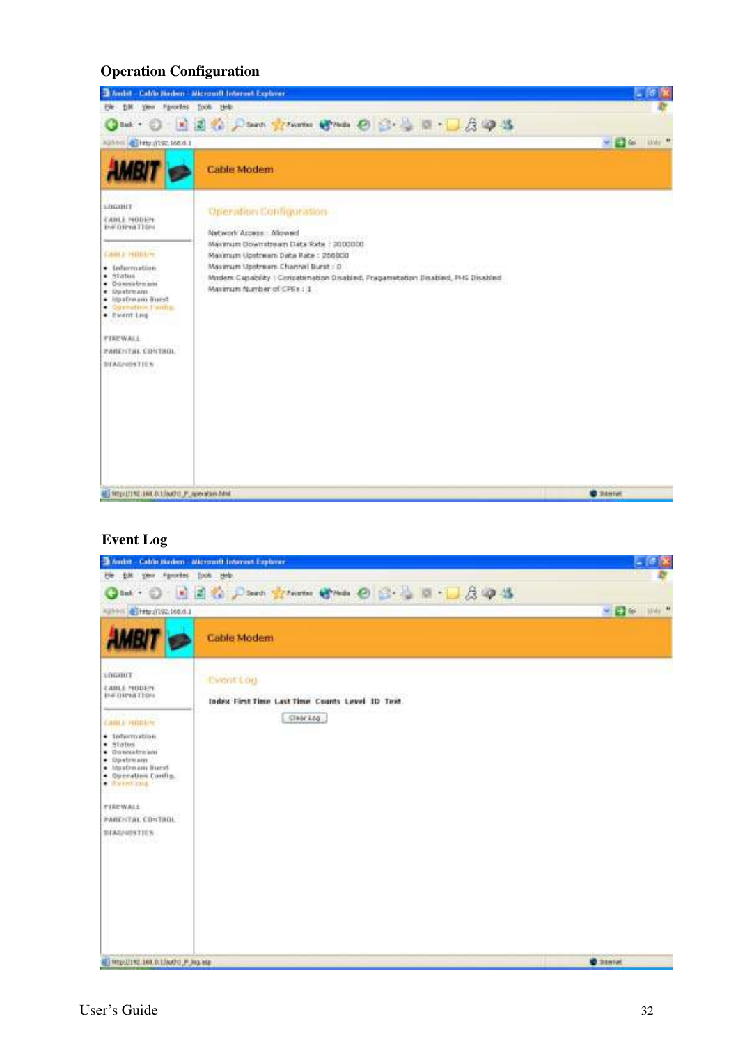## Operation Configuration

Cable Modem

Operation Configuration

Network Access : Allowed
Maximum Downstream Data Rate : 3000000
Maximum Upstream Data Rate : 256000
Maximum Upstream Channel Burst : 0
Modem Capability : Concatenation Disabled, Fragmentation Disabled, PHS Disabled
Maximum Number of CPEs : 1

## Event Log

Cable Modem

Event Log

| Index | First Time | Last Time | Counts | Level | ID | Text |
|---|---|---|---|---|---|---|

Clear Log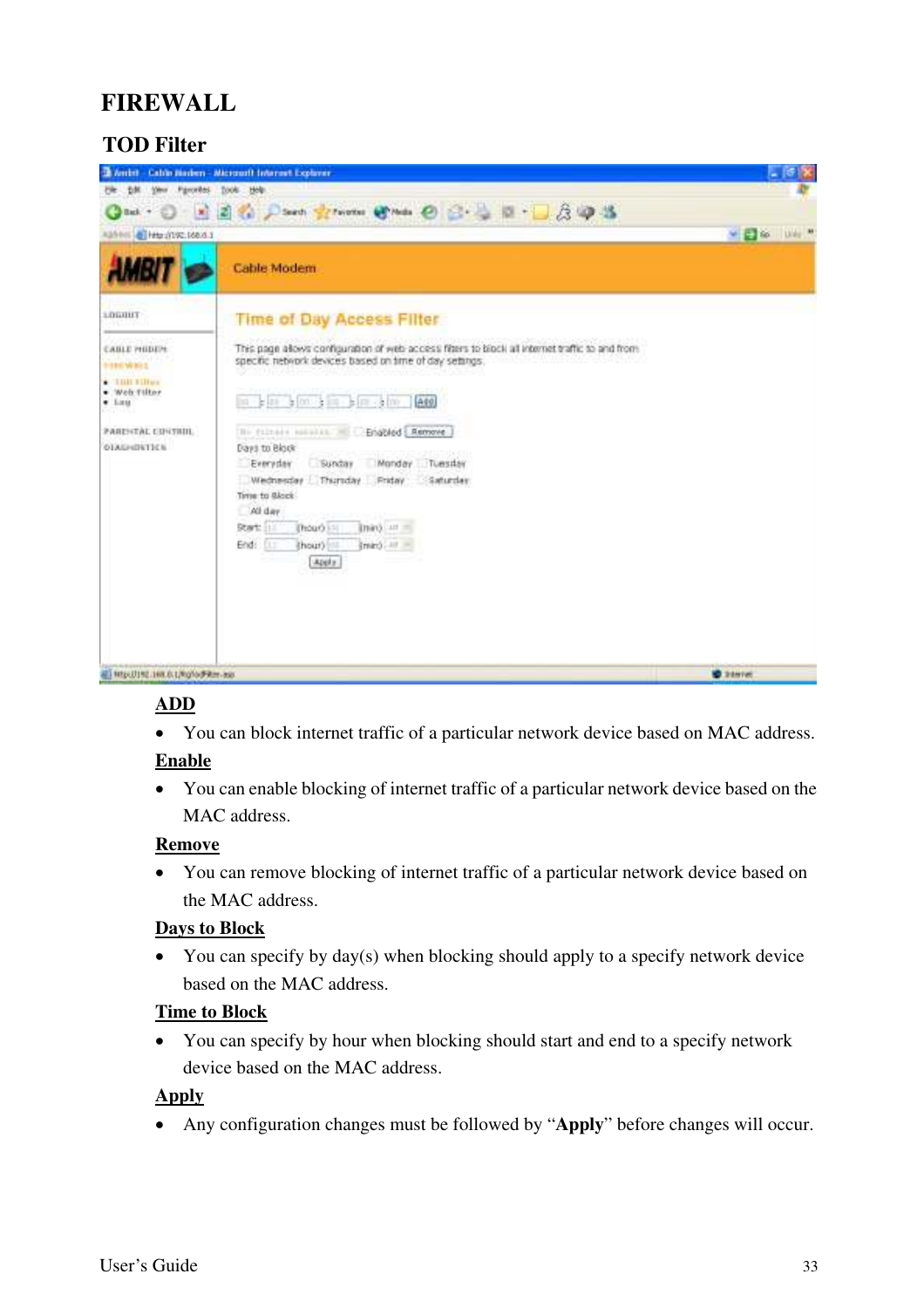# FIREWALL

## TOD Filter

**ADD**

- You can block internet traffic of a particular network device based on MAC address.

**Enable**

- You can enable blocking of internet traffic of a particular network device based on the MAC address.

**Remove**

- You can remove blocking of internet traffic of a particular network device based on the MAC address.

**Days to Block**

- You can specify by day(s) when blocking should apply to a specify network device based on the MAC address.

**Time to Block**

- You can specify by hour when blocking should start and end to a specify network device based on the MAC address.

**Apply**

- Any configuration changes must be followed by "**Apply**" before changes will occur.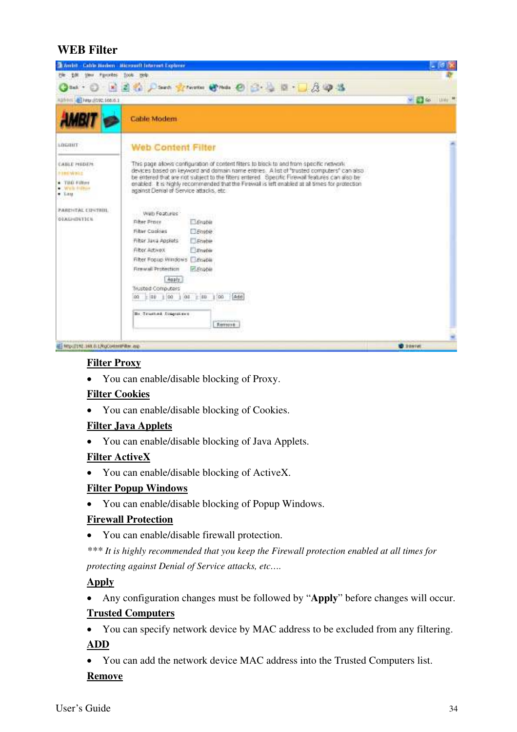## WEB Filter

**Filter Proxy**

- You can enable/disable blocking of Proxy.

**Filter Cookies**

- You can enable/disable blocking of Cookies.

**Filter Java Applets**

- You can enable/disable blocking of Java Applets.

**Filter ActiveX**

- You can enable/disable blocking of ActiveX.

**Filter Popup Windows**

- You can enable/disable blocking of Popup Windows.

**Firewall Protection**

- You can enable/disable firewall protection.

*** *It is highly recommended that you keep the Firewall protection enabled at all times for protecting against Denial of Service attacks, etc….*

**Apply**

- Any configuration changes must be followed by "**Apply**" before changes will occur.

**Trusted Computers**

- You can specify network device by MAC address to be excluded from any filtering.

**ADD**

- You can add the network device MAC address into the Trusted Computers list.

**Remove**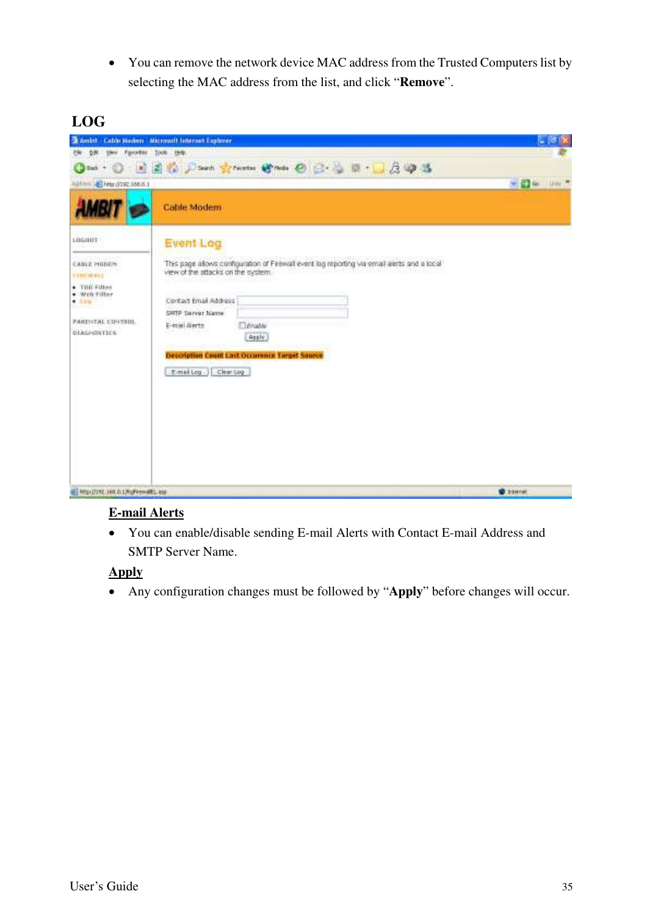- You can remove the network device MAC address from the Trusted Computers list by selecting the MAC address from the list, and click "**Remove**".

## LOG

**E-mail Alerts**

- You can enable/disable sending E-mail Alerts with Contact E-mail Address and SMTP Server Name.

**Apply**

- Any configuration changes must be followed by "**Apply**" before changes will occur.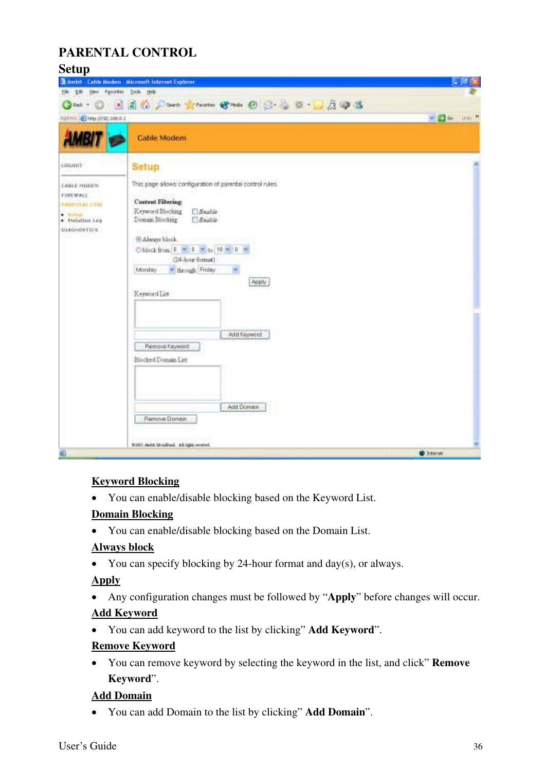# PARENTAL CONTROL

## Setup

**Keyword Blocking**

- You can enable/disable blocking based on the Keyword List.

**Domain Blocking**

- You can enable/disable blocking based on the Domain List.

**Always block**

- You can specify blocking by 24-hour format and day(s), or always.

**Apply**

- Any configuration changes must be followed by "**Apply**" before changes will occur.

**Add Keyword**

- You can add keyword to the list by clicking" **Add Keyword**".

**Remove Keyword**

- You can remove keyword by selecting the keyword in the list, and click" **Remove Keyword**".

**Add Domain**

- You can add Domain to the list by clicking" **Add Domain**".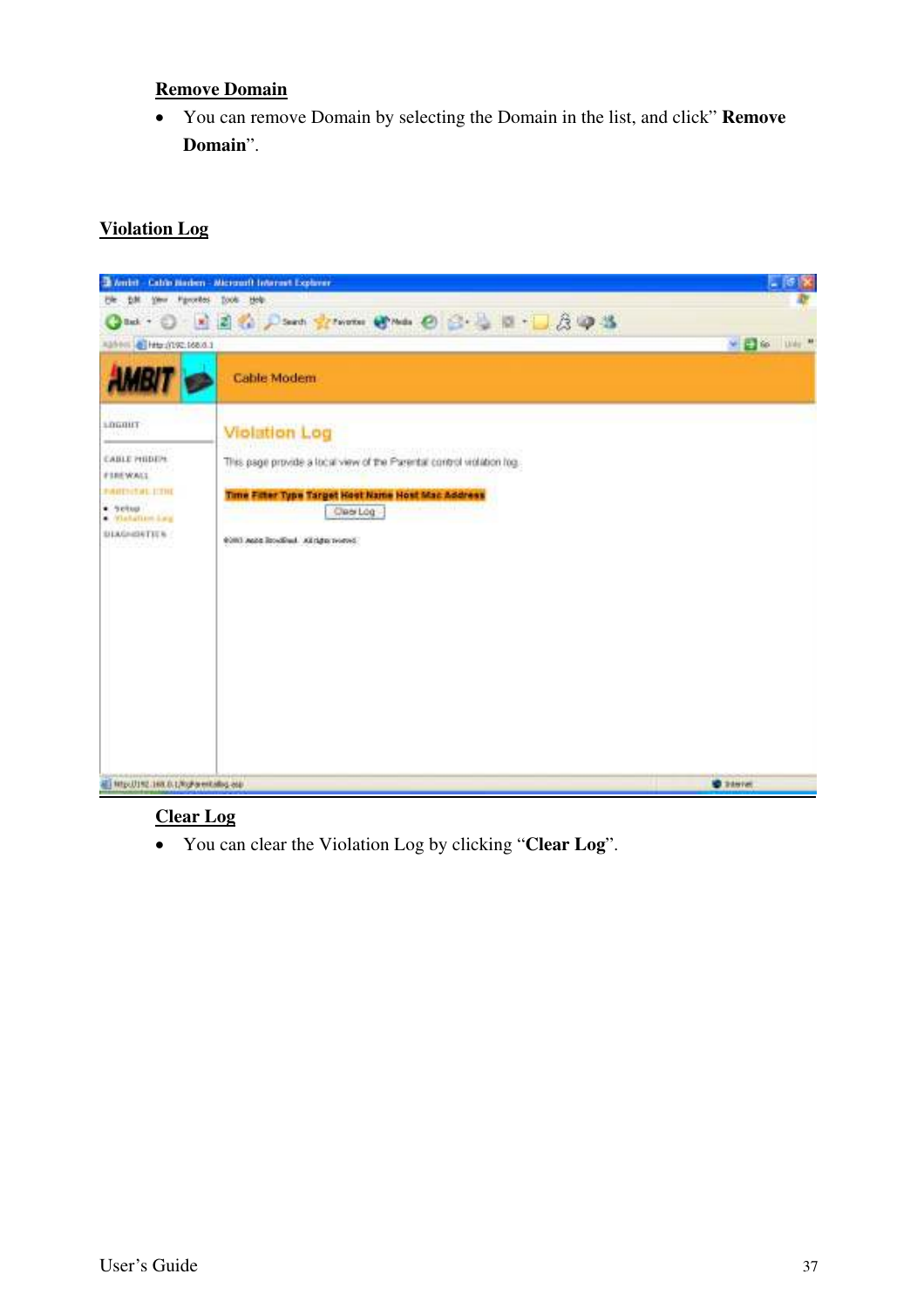**Remove Domain**

- You can remove Domain by selecting the Domain in the list, and click" **Remove Domain**".

**Violation Log**

**Clear Log**

- You can clear the Violation Log by clicking "**Clear Log**".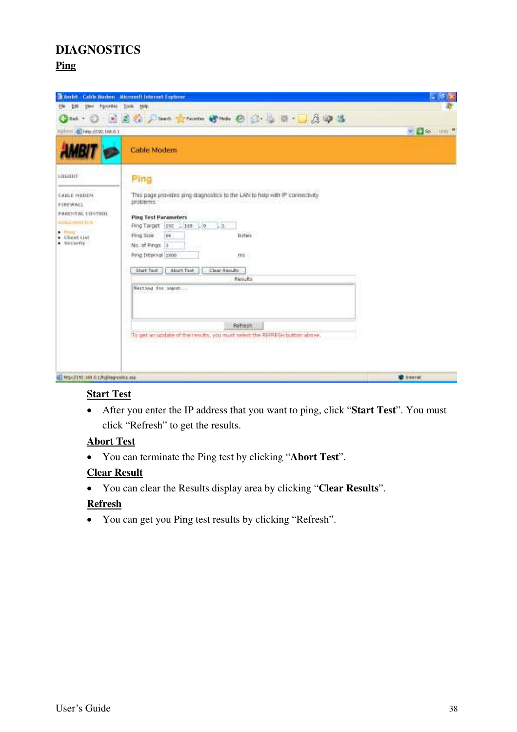# DIAGNOSTICS

## Ping

### Start Test

- After you enter the IP address that you want to ping, click "**Start Test**". You must click "Refresh" to get the results.

### Abort Test

- You can terminate the Ping test by clicking "**Abort Test**".

### Clear Result

- You can clear the Results display area by clicking "**Clear Results**".

### Refresh

- You can get you Ping test results by clicking "Refresh".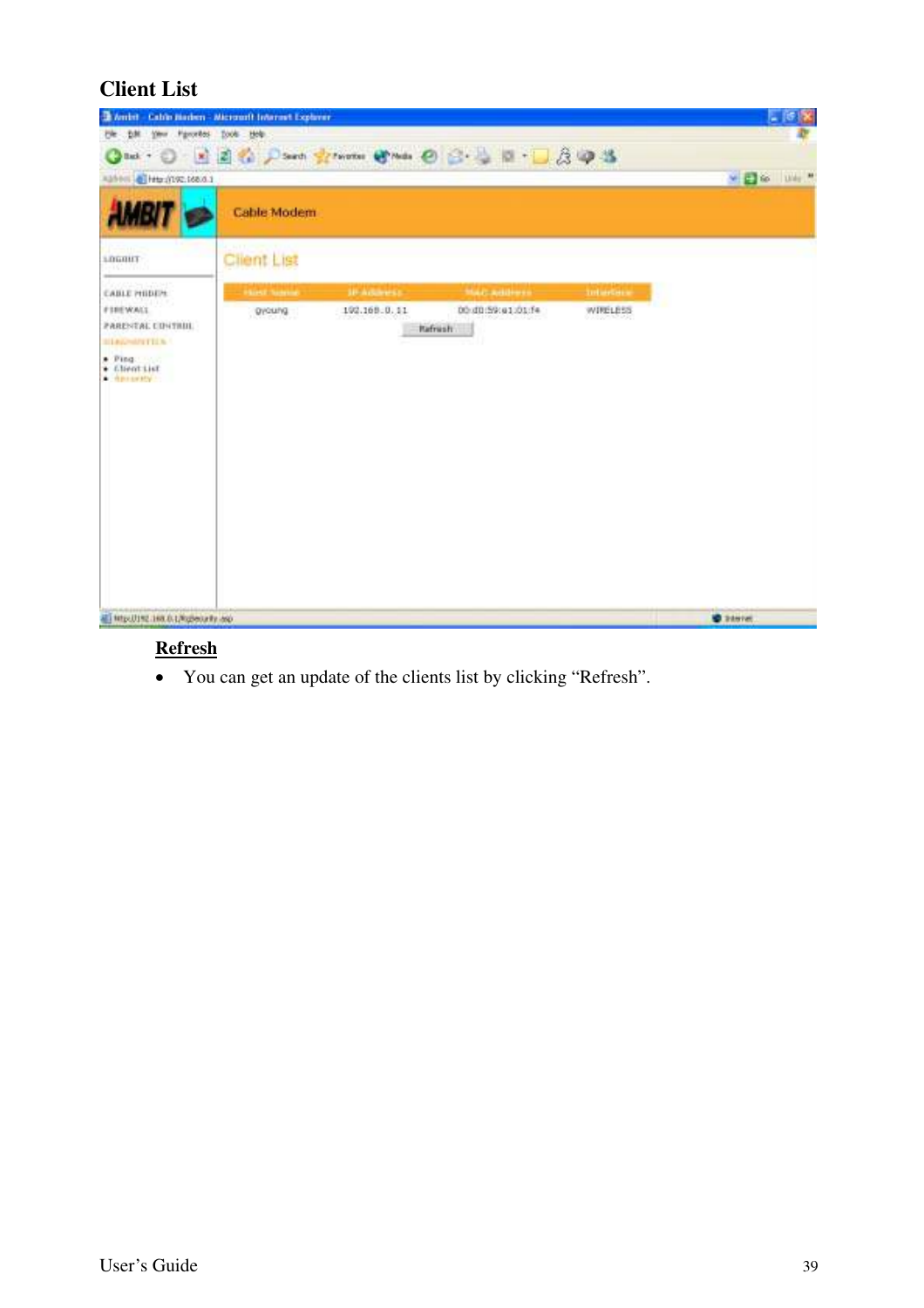# Client List

## Refresh

- You can get an update of the clients list by clicking "Refresh".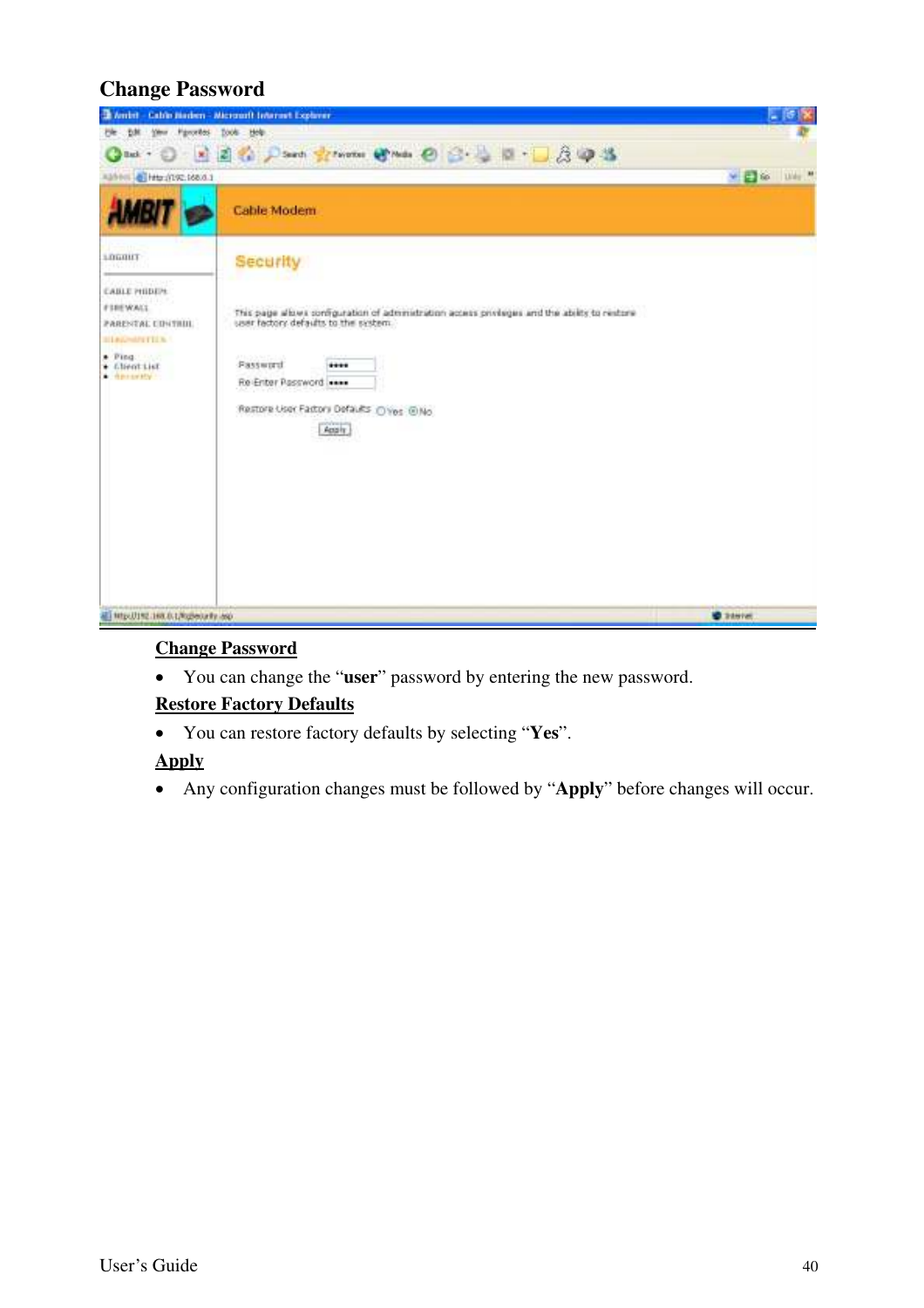# Change Password

**Change Password**

- You can change the "**user**" password by entering the new password.

**Restore Factory Defaults**

- You can restore factory defaults by selecting "**Yes**".

**Apply**

- Any configuration changes must be followed by "**Apply**" before changes will occur.